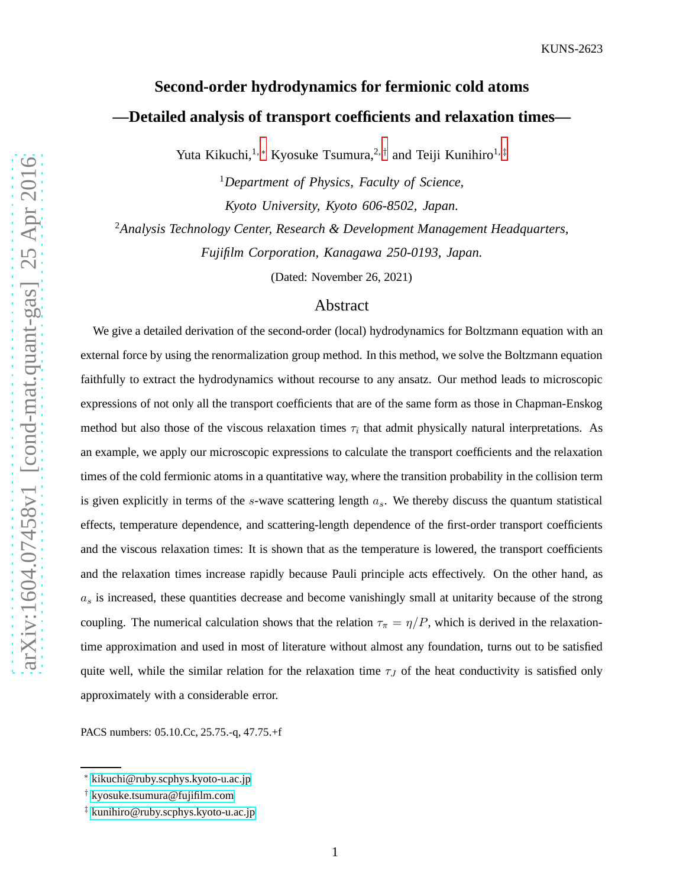KUNS-2623

# Second-order hydrodynamics for fermionic cold atoms

## —Detailed analysis of transport coefficients and relaxation times—

Yuta Kikuchi,[1,*] Kyosuke Tsumura,[2,†] and Teiji Kunihiro[1,‡]

[1]*Department of Physics, Faculty of Science, Kyoto University, Kyoto 606-8502, Japan.*

[2]*Analysis Technology Center, Research & Development Management Headquarters, Fujifilm Corporation, Kanagawa 250-0193, Japan.*

(Dated: November 26, 2021)

## Abstract

We give a detailed derivation of the second-order (local) hydrodynamics for Boltzmann equation with an external force by using the renormalization group method. In this method, we solve the Boltzmann equation faithfully to extract the hydrodynamics without recourse to any ansatz. Our method leads to microscopic expressions of not only all the transport coefficients that are of the same form as those in Chapman-Enskog method but also those of the viscous relaxation times $\tau_i$ that admit physically natural interpretations. As an example, we apply our microscopic expressions to calculate the transport coefficients and the relaxation times of the cold fermionic atoms in a quantitative way, where the transition probability in the collision term is given explicitly in terms of the $s$-wave scattering length $a_s$. We thereby discuss the quantum statistical effects, temperature dependence, and scattering-length dependence of the first-order transport coefficients and the viscous relaxation times: It is shown that as the temperature is lowered, the transport coefficients and the relaxation times increase rapidly because Pauli principle acts effectively. On the other hand, as $a_s$ is increased, these quantities decrease and become vanishingly small at unitarity because of the strong coupling. The numerical calculation shows that the relation $\tau_\pi = \eta/P$, which is derived in the relaxation-time approximation and used in most of literature without almost any foundation, turns out to be satisfied quite well, while the similar relation for the relaxation time $\tau_J$ of the heat conductivity is satisfied only approximately with a considerable error.

PACS numbers: 05.10.Cc, 25.75.-q, 47.75.+f

* kikuchi@ruby.scphys.kyoto-u.ac.jp

† kyosuke.tsumura@fujifilm.com

‡ kunihiro@ruby.scphys.kyoto-u.ac.jp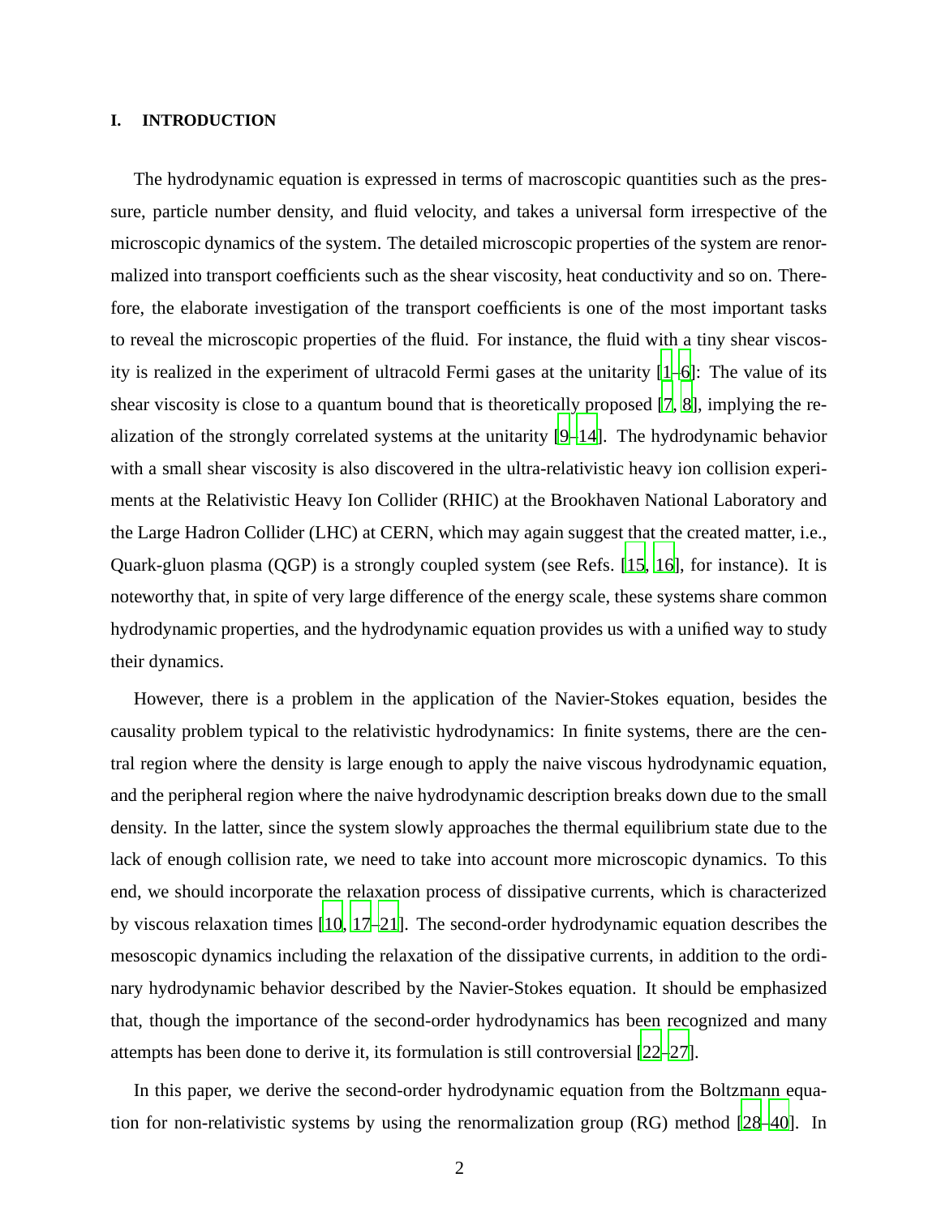# I. INTRODUCTION

The hydrodynamic equation is expressed in terms of macroscopic quantities such as the pressure, particle number density, and fluid velocity, and takes a universal form irrespective of the microscopic dynamics of the system. The detailed microscopic properties of the system are renormalized into transport coefficients such as the shear viscosity, heat conductivity and so on. Therefore, the elaborate investigation of the transport coefficients is one of the most important tasks to reveal the microscopic properties of the fluid. For instance, the fluid with a tiny shear viscosity is realized in the experiment of ultracold Fermi gases at the unitarity [1–6]: The value of its shear viscosity is close to a quantum bound that is theoretically proposed [7, 8], implying the realization of the strongly correlated systems at the unitarity [9–14]. The hydrodynamic behavior with a small shear viscosity is also discovered in the ultra-relativistic heavy ion collision experiments at the Relativistic Heavy Ion Collider (RHIC) at the Brookhaven National Laboratory and the Large Hadron Collider (LHC) at CERN, which may again suggest that the created matter, i.e., Quark-gluon plasma (QGP) is a strongly coupled system (see Refs. [15, 16], for instance). It is noteworthy that, in spite of very large difference of the energy scale, these systems share common hydrodynamic properties, and the hydrodynamic equation provides us with a unified way to study their dynamics.

However, there is a problem in the application of the Navier-Stokes equation, besides the causality problem typical to the relativistic hydrodynamics: In finite systems, there are the central region where the density is large enough to apply the naive viscous hydrodynamic equation, and the peripheral region where the naive hydrodynamic description breaks down due to the small density. In the latter, since the system slowly approaches the thermal equilibrium state due to the lack of enough collision rate, we need to take into account more microscopic dynamics. To this end, we should incorporate the relaxation process of dissipative currents, which is characterized by viscous relaxation times [10, 17–21]. The second-order hydrodynamic equation describes the mesoscopic dynamics including the relaxation of the dissipative currents, in addition to the ordinary hydrodynamic behavior described by the Navier-Stokes equation. It should be emphasized that, though the importance of the second-order hydrodynamics has been recognized and many attempts has been done to derive it, its formulation is still controversial [22–27].

In this paper, we derive the second-order hydrodynamic equation from the Boltzmann equation for non-relativistic systems by using the renormalization group (RG) method [28–40]. In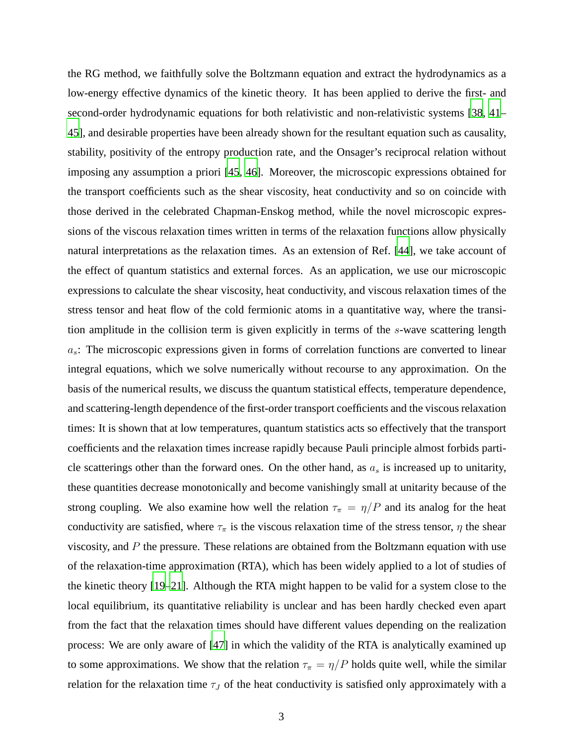the RG method, we faithfully solve the Boltzmann equation and extract the hydrodynamics as a low-energy effective dynamics of the kinetic theory. It has been applied to derive the first- and second-order hydrodynamic equations for both relativistic and non-relativistic systems [38, 41–45], and desirable properties have been already shown for the resultant equation such as causality, stability, positivity of the entropy production rate, and the Onsager's reciprocal relation without imposing any assumption a priori [45, 46]. Moreover, the microscopic expressions obtained for the transport coefficients such as the shear viscosity, heat conductivity and so on coincide with those derived in the celebrated Chapman-Enskog method, while the novel microscopic expressions of the viscous relaxation times written in terms of the relaxation functions allow physically natural interpretations as the relaxation times. As an extension of Ref. [44], we take account of the effect of quantum statistics and external forces. As an application, we use our microscopic expressions to calculate the shear viscosity, heat conductivity, and viscous relaxation times of the stress tensor and heat flow of the cold fermionic atoms in a quantitative way, where the transition amplitude in the collision term is given explicitly in terms of the $s$-wave scattering length $a_s$: The microscopic expressions given in forms of correlation functions are converted to linear integral equations, which we solve numerically without recourse to any approximation. On the basis of the numerical results, we discuss the quantum statistical effects, temperature dependence, and scattering-length dependence of the first-order transport coefficients and the viscous relaxation times: It is shown that at low temperatures, quantum statistics acts so effectively that the transport coefficients and the relaxation times increase rapidly because Pauli principle almost forbids particle scatterings other than the forward ones. On the other hand, as $a_s$ is increased up to unitarity, these quantities decrease monotonically and become vanishingly small at unitarity because of the strong coupling. We also examine how well the relation $\tau_\pi = \eta/P$ and its analog for the heat conductivity are satisfied, where $\tau_\pi$ is the viscous relaxation time of the stress tensor, $\eta$ the shear viscosity, and $P$ the pressure. These relations are obtained from the Boltzmann equation with use of the relaxation-time approximation (RTA), which has been widely applied to a lot of studies of the kinetic theory [19–21]. Although the RTA might happen to be valid for a system close to the local equilibrium, its quantitative reliability is unclear and has been hardly checked even apart from the fact that the relaxation times should have different values depending on the realization process: We are only aware of [47] in which the validity of the RTA is analytically examined up to some approximations. We show that the relation $\tau_\pi = \eta/P$ holds quite well, while the similar relation for the relaxation time $\tau_J$ of the heat conductivity is satisfied only approximately with a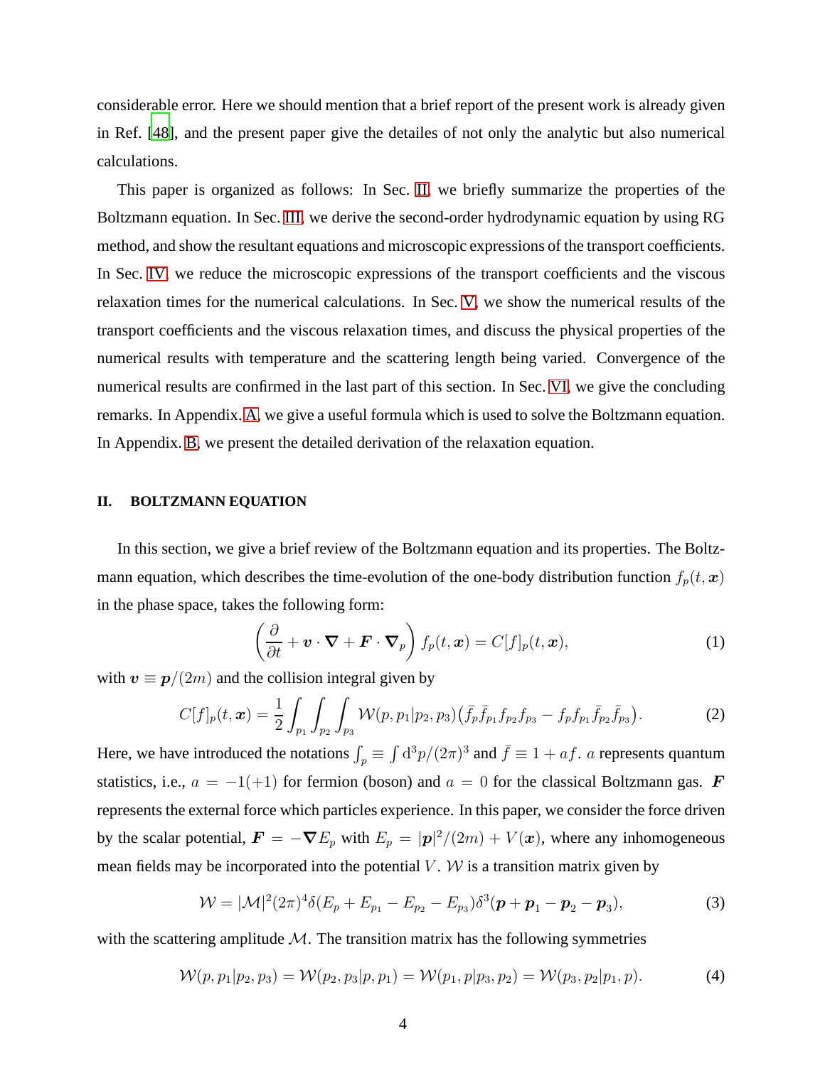considerable error. Here we should mention that a brief report of the present work is already given in Ref. [48], and the present paper give the detailes of not only the analytic but also numerical calculations.

This paper is organized as follows: In Sec. II, we briefly summarize the properties of the Boltzmann equation. In Sec. III, we derive the second-order hydrodynamic equation by using RG method, and show the resultant equations and microscopic expressions of the transport coefficients. In Sec. IV, we reduce the microscopic expressions of the transport coefficients and the viscous relaxation times for the numerical calculations. In Sec. V, we show the numerical results of the transport coefficients and the viscous relaxation times, and discuss the physical properties of the numerical results with temperature and the scattering length being varied. Convergence of the numerical results are confirmed in the last part of this section. In Sec. VI, we give the concluding remarks. In Appendix. A, we give a useful formula which is used to solve the Boltzmann equation. In Appendix. B, we present the detailed derivation of the relaxation equation.

## II. BOLTZMANN EQUATION

In this section, we give a brief review of the Boltzmann equation and its properties. The Boltzmann equation, which describes the time-evolution of the one-body distribution function $f_p(t, \boldsymbol{x})$ in the phase space, takes the following form:

$$\left( \frac{\partial}{\partial t} + \boldsymbol{v} \cdot \boldsymbol{\nabla} + \boldsymbol{F} \cdot \boldsymbol{\nabla}_p \right) f_p(t, \boldsymbol{x}) = C[f]_p(t, \boldsymbol{x}), \tag{1}$$

with $\boldsymbol{v} \equiv \boldsymbol{p}/(2m)$ and the collision integral given by

$$C[f]_p(t, \boldsymbol{x}) = \frac{1}{2} \int_{p_1} \int_{p_2} \int_{p_3} \mathcal{W}(p, p_1 | p_2, p_3) \big( \bar{f}_p \bar{f}_{p_1} f_{p_2} f_{p_3} - f_p f_{p_1} \bar{f}_{p_2} \bar{f}_{p_3} \big). \tag{2}$$

Here, we have introduced the notations $\int_p \equiv \int \mathrm{d}^3 p/(2\pi)^3$ and $\bar{f} \equiv 1 + af$. $a$ represents quantum statistics, i.e., $a = -1(+1)$ for fermion (boson) and $a = 0$ for the classical Boltzmann gas. $\boldsymbol{F}$ represents the external force which particles experience. In this paper, we consider the force driven by the scalar potential, $\boldsymbol{F} = -\boldsymbol{\nabla} E_p$ with $E_p = |\boldsymbol{p}|^2/(2m) + V(\boldsymbol{x})$, where any inhomogeneous mean fields may be incorporated into the potential $V$. $\mathcal{W}$ is a transition matrix given by

$$\mathcal{W} = |\mathcal{M}|^2 (2\pi)^4 \delta(E_p + E_{p_1} - E_{p_2} - E_{p_3}) \delta^3(\boldsymbol{p} + \boldsymbol{p}_1 - \boldsymbol{p}_2 - \boldsymbol{p}_3), \tag{3}$$

with the scattering amplitude $\mathcal{M}$. The transition matrix has the following symmetries

$$\mathcal{W}(p, p_1 | p_2, p_3) = \mathcal{W}(p_2, p_3 | p, p_1) = \mathcal{W}(p_1, p | p_3, p_2) = \mathcal{W}(p_3, p_2 | p_1, p). \tag{4}$$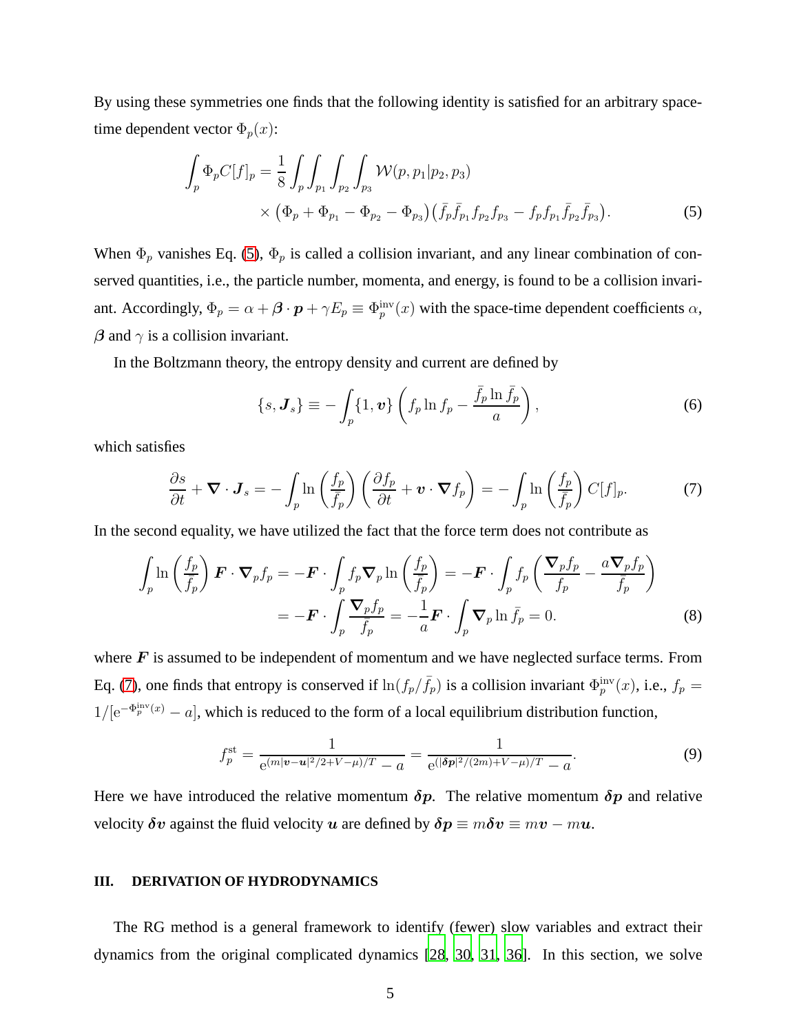By using these symmetries one finds that the following identity is satisfied for an arbitrary space-time dependent vector $\Phi_p(x)$:

$$
\int_p \Phi_p C[f]_p = \frac{1}{8}\int_p \int_{p_1}\int_{p_2}\int_{p_3} \mathcal{W}(p,p_1|p_2,p_3) \times \left(\Phi_p + \Phi_{p_1} - \Phi_{p_2} - \Phi_{p_3}\right)\left(\bar{f}_p \bar{f}_{p_1} f_{p_2} f_{p_3} - f_p f_{p_1} \bar{f}_{p_2} \bar{f}_{p_3}\right). \tag{5}
$$

When $\Phi_p$ vanishes Eq. (5), $\Phi_p$ is called a collision invariant, and any linear combination of conserved quantities, i.e., the particle number, momenta, and energy, is found to be a collision invariant. Accordingly, $\Phi_p = \alpha + \boldsymbol{\beta}\cdot\boldsymbol{p} + \gamma E_p \equiv \Phi_p^{\rm inv}(x)$ with the space-time dependent coefficients $\alpha$, $\boldsymbol{\beta}$ and $\gamma$ is a collision invariant.

In the Boltzmann theory, the entropy density and current are defined by

$$
\{s, \boldsymbol{J}_s\} \equiv -\int_p \{1, \boldsymbol{v}\}\left(f_p \ln f_p - \frac{\bar{f}_p \ln \bar{f}_p}{a}\right), \tag{6}
$$

which satisfies

$$
\frac{\partial s}{\partial t} + \boldsymbol{\nabla}\cdot\boldsymbol{J}_s = -\int_p \ln\left(\frac{f_p}{\bar{f}_p}\right)\left(\frac{\partial f_p}{\partial t} + \boldsymbol{v}\cdot\boldsymbol{\nabla} f_p\right) = -\int_p \ln\left(\frac{f_p}{\bar{f}_p}\right) C[f]_p. \tag{7}
$$

In the second equality, we have utilized the fact that the force term does not contribute as

$$
\begin{aligned}
\int_p \ln\left(\frac{f_p}{\bar{f}_p}\right)\boldsymbol{F}\cdot\boldsymbol{\nabla}_p f_p &= -\boldsymbol{F}\cdot\int_p f_p \boldsymbol{\nabla}_p \ln\left(\frac{f_p}{\bar{f}_p}\right) = -\boldsymbol{F}\cdot\int_p f_p\left(\frac{\boldsymbol{\nabla}_p f_p}{f_p} - \frac{a\boldsymbol{\nabla}_p f_p}{\bar{f}_p}\right) \\
&= -\boldsymbol{F}\cdot\int_p \frac{\boldsymbol{\nabla}_p f_p}{\bar{f}_p} = -\frac{1}{a}\boldsymbol{F}\cdot\int_p \boldsymbol{\nabla}_p \ln\bar{f}_p = 0.
\end{aligned} \tag{8}
$$

where $\boldsymbol{F}$ is assumed to be independent of momentum and we have neglected surface terms. From Eq. (7), one finds that entropy is conserved if $\ln(f_p/\bar{f}_p)$ is a collision invariant $\Phi_p^{\rm inv}(x)$, i.e., $f_p = 1/[{\rm e}^{-\Phi_p^{\rm inv}(x)} - a]$, which is reduced to the form of a local equilibrium distribution function,

$$
f_p^{\rm st} = \frac{1}{{\rm e}^{(m|\boldsymbol{v}-\boldsymbol{u}|^2/2+V-\mu)/T} - a} = \frac{1}{{\rm e}^{(|\boldsymbol{\delta p}|^2/(2m)+V-\mu)/T} - a}. \tag{9}
$$

Here we have introduced the relative momentum $\boldsymbol{\delta p}$. The relative momentum $\boldsymbol{\delta p}$ and relative velocity $\boldsymbol{\delta v}$ against the fluid velocity $\boldsymbol{u}$ are defined by $\boldsymbol{\delta p} \equiv m\boldsymbol{\delta v} \equiv m\boldsymbol{v} - m\boldsymbol{u}$.

## III. DERIVATION OF HYDRODYNAMICS

The RG method is a general framework to identify (fewer) slow variables and extract their dynamics from the original complicated dynamics [28, 30, 31, 36]. In this section, we solve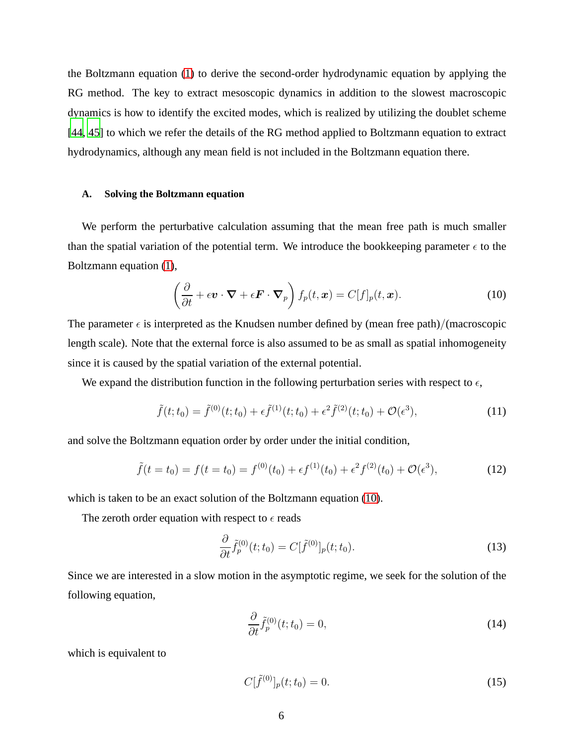the Boltzmann equation (1) to derive the second-order hydrodynamic equation by applying the RG method. The key to extract mesoscopic dynamics in addition to the slowest macroscopic dynamics is how to identify the excited modes, which is realized by utilizing the doublet scheme [44, 45] to which we refer the details of the RG method applied to Boltzmann equation to extract hydrodynamics, although any mean field is not included in the Boltzmann equation there.

### A. Solving the Boltzmann equation

We perform the perturbative calculation assuming that the mean free path is much smaller than the spatial variation of the potential term. We introduce the bookkeeping parameter $\epsilon$ to the Boltzmann equation (1),

$$\left(\frac{\partial}{\partial t} + \epsilon \boldsymbol{v} \cdot \boldsymbol{\nabla} + \epsilon \boldsymbol{F} \cdot \boldsymbol{\nabla}_p\right) f_p(t, \boldsymbol{x}) = C[f]_p(t, \boldsymbol{x}). \tag{10}$$

The parameter $\epsilon$ is interpreted as the Knudsen number defined by (mean free path)/(macroscopic length scale). Note that the external force is also assumed to be as small as spatial inhomogeneity since it is caused by the spatial variation of the external potential.

We expand the distribution function in the following perturbation series with respect to $\epsilon$,

$$\tilde{f}(t; t_0) = \tilde{f}^{(0)}(t; t_0) + \epsilon \tilde{f}^{(1)}(t; t_0) + \epsilon^2 \tilde{f}^{(2)}(t; t_0) + \mathcal{O}(\epsilon^3), \tag{11}$$

and solve the Boltzmann equation order by order under the initial condition,

$$\tilde{f}(t = t_0) = f(t = t_0) = f^{(0)}(t_0) + \epsilon f^{(1)}(t_0) + \epsilon^2 f^{(2)}(t_0) + \mathcal{O}(\epsilon^3), \tag{12}$$

which is taken to be an exact solution of the Boltzmann equation (10).

The zeroth order equation with respect to $\epsilon$ reads

$$\frac{\partial}{\partial t} \tilde{f}^{(0)}_p(t; t_0) = C[\tilde{f}^{(0)}]_p(t; t_0). \tag{13}$$

Since we are interested in a slow motion in the asymptotic regime, we seek for the solution of the following equation,

$$\frac{\partial}{\partial t} \tilde{f}^{(0)}_p(t; t_0) = 0, \tag{14}$$

which is equivalent to

$$C[\tilde{f}^{(0)}]_p(t; t_0) = 0. \tag{15}$$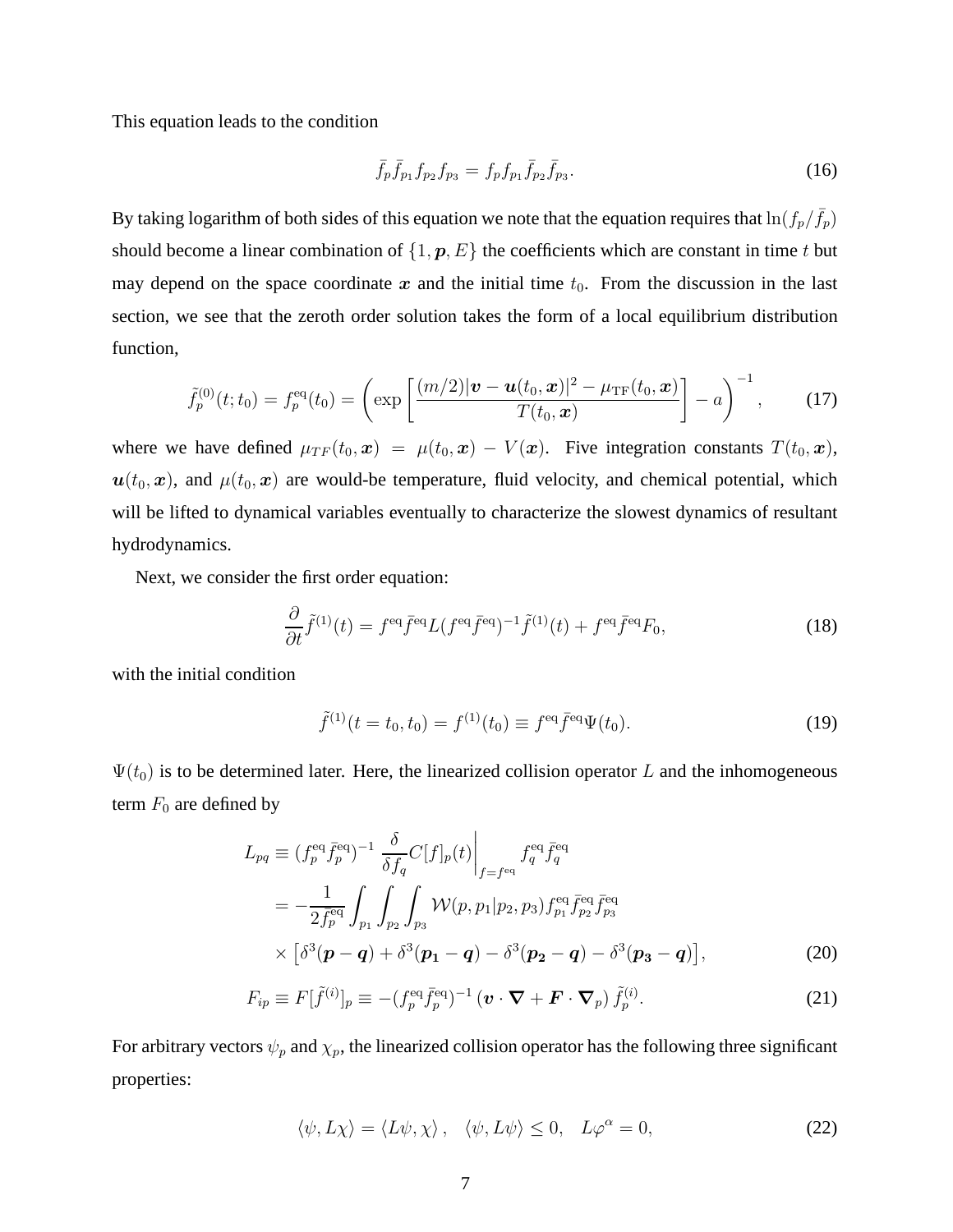This equation leads to the condition

$$\bar{f}_p \bar{f}_{p_1} f_{p_2} f_{p_3} = f_p f_{p_1} \bar{f}_{p_2} \bar{f}_{p_3}. \tag{16}$$

By taking logarithm of both sides of this equation we note that the equation requires that $\ln(f_p/\bar{f}_p)$ should become a linear combination of $\{1, \boldsymbol{p}, E\}$ the coefficients which are constant in time $t$ but may depend on the space coordinate $\boldsymbol{x}$ and the initial time $t_0$. From the discussion in the last section, we see that the zeroth order solution takes the form of a local equilibrium distribution function,

$$\tilde{f}_p^{(0)}(t;t_0) = f_p^{\mathrm{eq}}(t_0) = \left( \exp\left[ \frac{(m/2)|\boldsymbol{v} - \boldsymbol{u}(t_0, \boldsymbol{x})|^2 - \mu_{\mathrm{TF}}(t_0, \boldsymbol{x})}{T(t_0, \boldsymbol{x})} \right] - a \right)^{-1}, \tag{17}$$

where we have defined $\mu_{TF}(t_0, \boldsymbol{x}) = \mu(t_0, \boldsymbol{x}) - V(\boldsymbol{x})$. Five integration constants $T(t_0, \boldsymbol{x})$, $\boldsymbol{u}(t_0, \boldsymbol{x})$, and $\mu(t_0, \boldsymbol{x})$ are would-be temperature, fluid velocity, and chemical potential, which will be lifted to dynamical variables eventually to characterize the slowest dynamics of resultant hydrodynamics.

Next, we consider the first order equation:

$$\frac{\partial}{\partial t} \tilde{f}^{(1)}(t) = f^{\mathrm{eq}} \bar{f}^{\mathrm{eq}} L (f^{\mathrm{eq}} \bar{f}^{\mathrm{eq}})^{-1} \tilde{f}^{(1)}(t) + f^{\mathrm{eq}} \bar{f}^{\mathrm{eq}} F_0, \tag{18}$$

with the initial condition

$$\tilde{f}^{(1)}(t = t_0, t_0) = f^{(1)}(t_0) \equiv f^{\mathrm{eq}} \bar{f}^{\mathrm{eq}} \Psi(t_0). \tag{19}$$

$\Psi(t_0)$ is to be determined later. Here, the linearized collision operator $L$ and the inhomogeneous term $F_0$ are defined by

$$\begin{aligned}
L_{pq} &\equiv (f_p^{\mathrm{eq}} \bar{f}_p^{\mathrm{eq}})^{-1} \left. \frac{\delta}{\delta f_q} C[f]_p(t) \right|_{f = f^{\mathrm{eq}}} f_q^{\mathrm{eq}} \bar{f}_q^{\mathrm{eq}} \\
&= -\frac{1}{2 \bar{f}_p^{\mathrm{eq}}} \int_{p_1} \int_{p_2} \int_{p_3} \mathcal{W}(p, p_1 | p_2, p_3) f_{p_1}^{\mathrm{eq}} \bar{f}_{p_2}^{\mathrm{eq}} \bar{f}_{p_3}^{\mathrm{eq}} \\
&\quad \times \left[ \delta^3(\boldsymbol{p} - \boldsymbol{q}) + \delta^3(\boldsymbol{p_1} - \boldsymbol{q}) - \delta^3(\boldsymbol{p_2} - \boldsymbol{q}) - \delta^3(\boldsymbol{p_3} - \boldsymbol{q}) \right],
\end{aligned} \tag{20}$$

$$F_{ip} \equiv F[\tilde{f}^{(i)}]_p \equiv -(f_p^{\mathrm{eq}} \bar{f}_p^{\mathrm{eq}})^{-1} \left( \boldsymbol{v} \cdot \boldsymbol{\nabla} + \boldsymbol{F} \cdot \boldsymbol{\nabla}_p \right) \tilde{f}_p^{(i)}. \tag{21}$$

For arbitrary vectors $\psi_p$ and $\chi_p$, the linearized collision operator has the following three significant properties:

$$\langle \psi, L\chi \rangle = \langle L\psi, \chi \rangle, \quad \langle \psi, L\psi \rangle \leq 0, \quad L\varphi^\alpha = 0, \tag{22}$$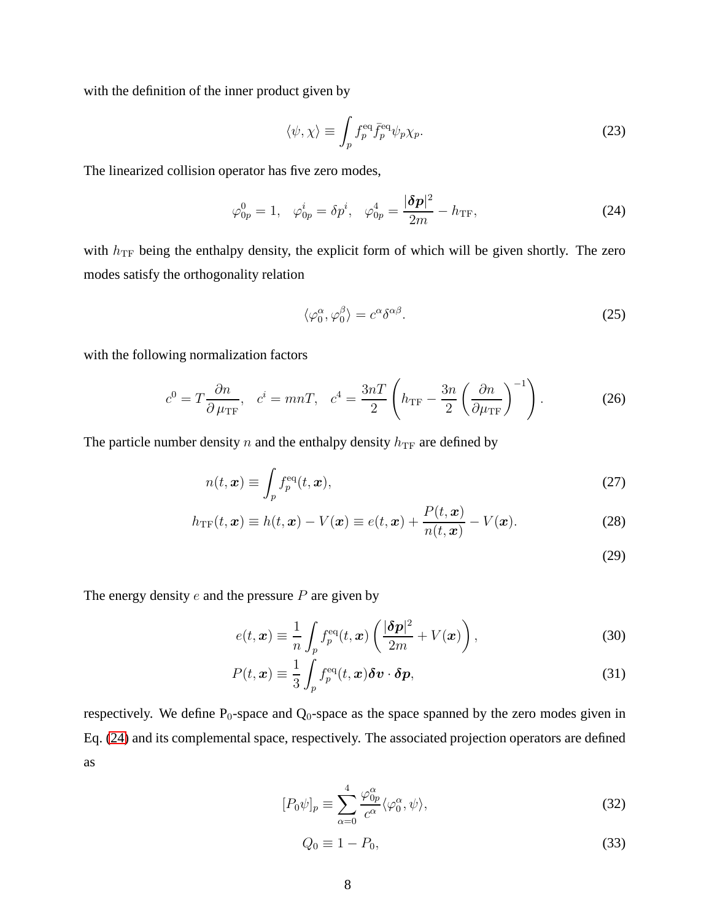with the definition of the inner product given by

$$\langle \psi, \chi \rangle \equiv \int_p f_p^{\mathrm{eq}} \bar{f}_p^{\mathrm{eq}} \psi_p \chi_p. \tag{23}$$

The linearized collision operator has five zero modes,

$$\varphi_{0p}^0 = 1, \quad \varphi_{0p}^i = \delta p^i, \quad \varphi_{0p}^4 = \frac{|\boldsymbol{\delta p}|^2}{2m} - h_{\mathrm{TF}}, \tag{24}$$

with $h_{\mathrm{TF}}$ being the enthalpy density, the explicit form of which will be given shortly. The zero modes satisfy the orthogonality relation

$$\langle \varphi_0^\alpha, \varphi_0^\beta \rangle = c^\alpha \delta^{\alpha\beta}. \tag{25}$$

with the following normalization factors

$$c^0 = T \frac{\partial n}{\partial \mu_{\mathrm{TF}}}, \quad c^i = mnT, \quad c^4 = \frac{3nT}{2} \left( h_{\mathrm{TF}} - \frac{3n}{2} \left( \frac{\partial n}{\partial \mu_{\mathrm{TF}}} \right)^{-1} \right). \tag{26}$$

The particle number density $n$ and the enthalpy density $h_{\mathrm{TF}}$ are defined by

$$n(t, \boldsymbol{x}) \equiv \int_p f_p^{\mathrm{eq}}(t, \boldsymbol{x}), \tag{27}$$

$$h_{\mathrm{TF}}(t, \boldsymbol{x}) \equiv h(t, \boldsymbol{x}) - V(\boldsymbol{x}) \equiv e(t, \boldsymbol{x}) + \frac{P(t, \boldsymbol{x})}{n(t, \boldsymbol{x})} - V(\boldsymbol{x}). \tag{28}$$

$$\tag{29}$$

The energy density $e$ and the pressure $P$ are given by

$$e(t, \boldsymbol{x}) \equiv \frac{1}{n} \int_p f_p^{\mathrm{eq}}(t, \boldsymbol{x}) \left( \frac{|\boldsymbol{\delta p}|^2}{2m} + V(\boldsymbol{x}) \right), \tag{30}$$

$$P(t, \boldsymbol{x}) \equiv \frac{1}{3} \int_p f_p^{\mathrm{eq}}(t, \boldsymbol{x}) \boldsymbol{\delta v} \cdot \boldsymbol{\delta p}, \tag{31}$$

respectively. We define $\mathrm{P}_0$-space and $\mathrm{Q}_0$-space as the space spanned by the zero modes given in Eq. (24) and its complemental space, respectively. The associated projection operators are defined as

$$[P_0 \psi]_p \equiv \sum_{\alpha=0}^{4} \frac{\varphi_{0p}^\alpha}{c^\alpha} \langle \varphi_0^\alpha, \psi \rangle, \tag{32}$$

$$Q_0 \equiv 1 - P_0, \tag{33}$$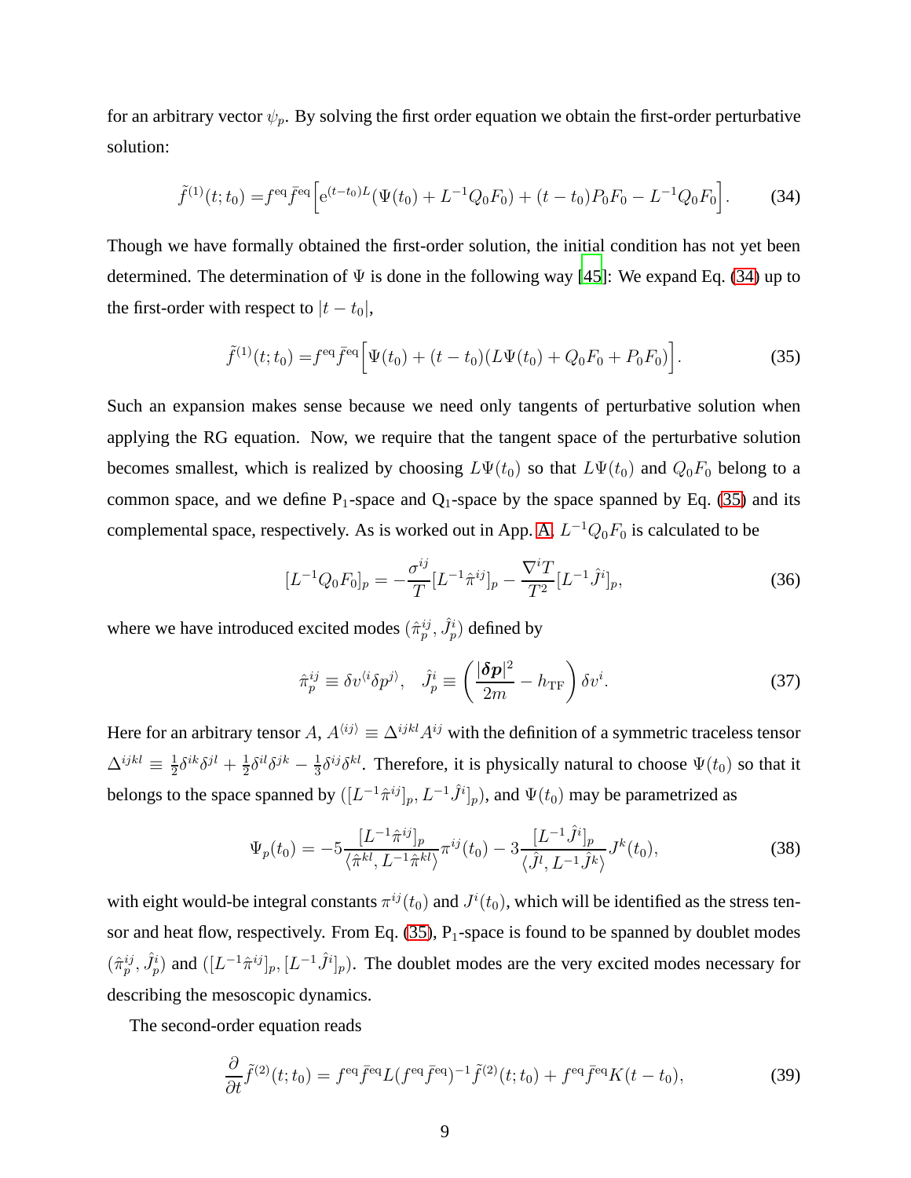for an arbitrary vector $\psi_p$. By solving the first order equation we obtain the first-order perturbative solution:

$$\tilde{f}^{(1)}(t;t_0) = f^{\rm eq}\bar{f}^{\rm eq}\Big[\mathrm{e}^{(t-t_0)L}(\Psi(t_0) + L^{-1}Q_0F_0) + (t-t_0)P_0F_0 - L^{-1}Q_0F_0\Big]. \tag{34}$$

Though we have formally obtained the first-order solution, the initial condition has not yet been determined. The determination of $\Psi$ is done in the following way [45]: We expand Eq. (34) up to the first-order with respect to $|t-t_0|$,

$$\tilde{f}^{(1)}(t;t_0) = f^{\rm eq}\bar{f}^{\rm eq}\Big[\Psi(t_0) + (t-t_0)(L\Psi(t_0) + Q_0F_0 + P_0F_0)\Big]. \tag{35}$$

Such an expansion makes sense because we need only tangents of perturbative solution when applying the RG equation. Now, we require that the tangent space of the perturbative solution becomes smallest, which is realized by choosing $L\Psi(t_0)$ so that $L\Psi(t_0)$ and $Q_0F_0$ belong to a common space, and we define $\mathrm{P}_1$-space and $\mathrm{Q}_1$-space by the space spanned by Eq. (35) and its complemental space, respectively. As is worked out in App. A, $L^{-1}Q_0F_0$ is calculated to be

$$[L^{-1}Q_0F_0]_p = -\frac{\sigma^{ij}}{T}[L^{-1}\hat{\pi}^{ij}]_p - \frac{\nabla^i T}{T^2}[L^{-1}\hat{J}^i]_p, \tag{36}$$

where we have introduced excited modes $(\hat{\pi}^{ij}_p, \hat{J}^i_p)$ defined by

$$\hat{\pi}^{ij}_p \equiv \delta v^{\langle i}\delta p^{j\rangle}, \quad \hat{J}^i_p \equiv \left(\frac{|\boldsymbol{\delta p}|^2}{2m} - h_{\rm TF}\right)\delta v^i. \tag{37}$$

Here for an arbitrary tensor $A$, $A^{\langle ij\rangle} \equiv \Delta^{ijkl}A^{ij}$ with the definition of a symmetric traceless tensor $\Delta^{ijkl} \equiv \frac{1}{2}\delta^{ik}\delta^{jl} + \frac{1}{2}\delta^{il}\delta^{jk} - \frac{1}{3}\delta^{ij}\delta^{kl}$. Therefore, it is physically natural to choose $\Psi(t_0)$ so that it belongs to the space spanned by $([L^{-1}\hat{\pi}^{ij}]_p, L^{-1}\hat{J}^i]_p)$, and $\Psi(t_0)$ may be parametrized as

$$\Psi_p(t_0) = -5\frac{[L^{-1}\hat{\pi}^{ij}]_p}{\langle\hat{\pi}^{kl}, L^{-1}\hat{\pi}^{kl}\rangle}\pi^{ij}(t_0) - 3\frac{[L^{-1}\hat{J}^i]_p}{\langle\hat{J}^l, L^{-1}\hat{J}^k\rangle}J^k(t_0), \tag{38}$$

with eight would-be integral constants $\pi^{ij}(t_0)$ and $J^i(t_0)$, which will be identified as the stress tensor and heat flow, respectively. From Eq. (35), $\mathrm{P}_1$-space is found to be spanned by doublet modes $(\hat{\pi}^{ij}_p, \hat{J}^i_p)$ and $([L^{-1}\hat{\pi}^{ij}]_p, [L^{-1}\hat{J}^i]_p)$. The doublet modes are the very excited modes necessary for describing the mesoscopic dynamics.

The second-order equation reads

$$\frac{\partial}{\partial t}\tilde{f}^{(2)}(t;t_0) = f^{\rm eq}\bar{f}^{\rm eq}L(f^{\rm eq}\bar{f}^{\rm eq})^{-1}\tilde{f}^{(2)}(t;t_0) + f^{\rm eq}\bar{f}^{\rm eq}K(t-t_0), \tag{39}$$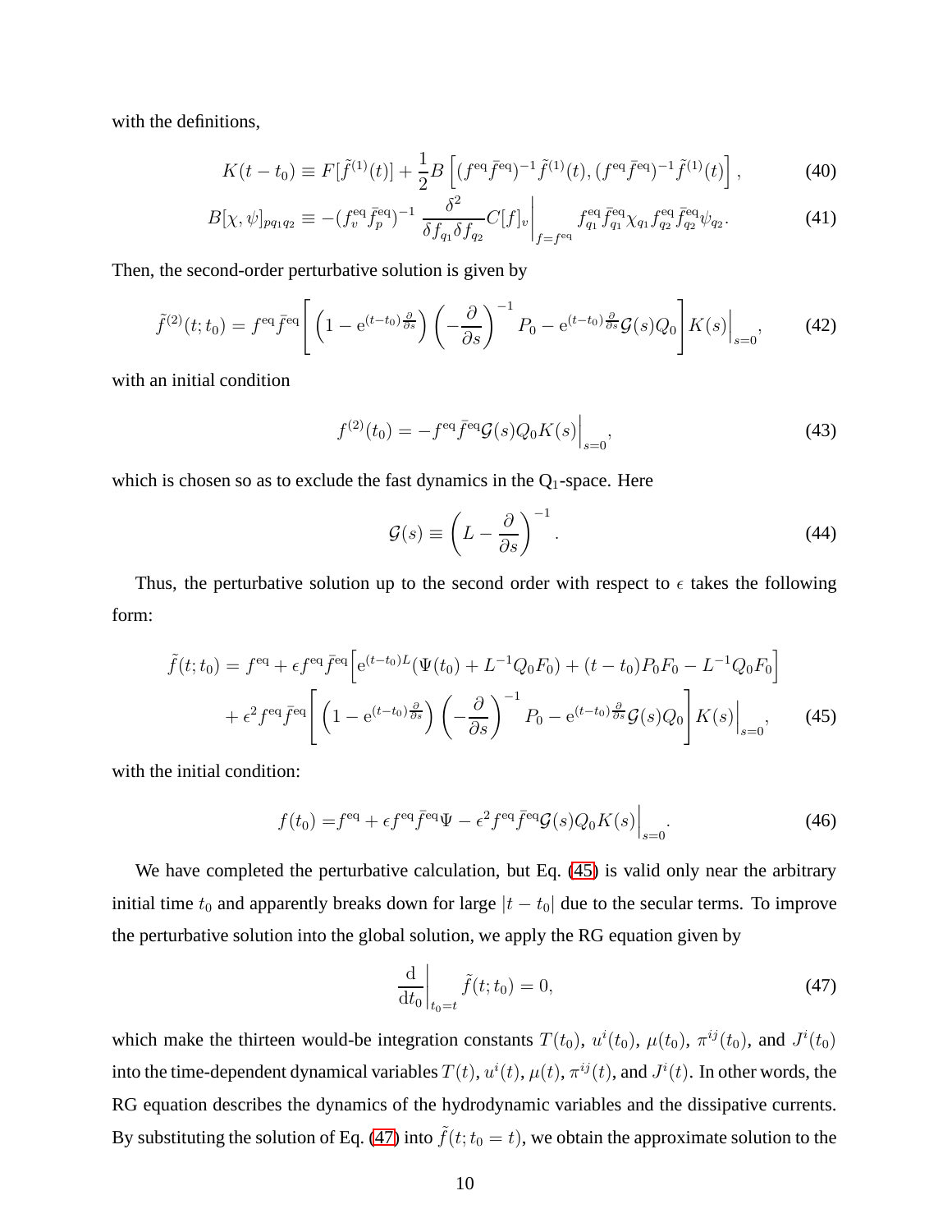with the definitions,

$$K(t-t_0) \equiv F[\tilde{f}^{(1)}(t)] + \frac{1}{2}B\left[(f^{\mathrm{eq}}\bar{f}^{\mathrm{eq}})^{-1}\tilde{f}^{(1)}(t), (f^{\mathrm{eq}}\bar{f}^{\mathrm{eq}})^{-1}\tilde{f}^{(1)}(t)\right], \tag{40}$$

$$B[\chi,\psi]_{pq_1q_2} \equiv -(f^{\mathrm{eq}}_v\bar{f}^{\mathrm{eq}}_p)^{-1}\left.\frac{\delta^2}{\delta f_{q_1}\delta f_{q_2}}C[f]_v\right|_{f=f^{\mathrm{eq}}} f^{\mathrm{eq}}_{q_1}\bar{f}^{\mathrm{eq}}_{q_1}\chi_{q_1}f^{\mathrm{eq}}_{q_2}\bar{f}^{\mathrm{eq}}_{q_2}\psi_{q_2}. \tag{41}$$

Then, the second-order perturbative solution is given by

$$\tilde{f}^{(2)}(t;t_0) = f^{\mathrm{eq}}\bar{f}^{\mathrm{eq}}\left[\left(1-\mathrm{e}^{(t-t_0)\frac{\partial}{\partial s}}\right)\left(-\frac{\partial}{\partial s}\right)^{-1}P_0 - \mathrm{e}^{(t-t_0)\frac{\partial}{\partial s}}\mathcal{G}(s)Q_0\right]K(s)\Big|_{s=0}, \tag{42}$$

with an initial condition

$$f^{(2)}(t_0) = -f^{\mathrm{eq}}\bar{f}^{\mathrm{eq}}\mathcal{G}(s)Q_0K(s)\Big|_{s=0}, \tag{43}$$

which is chosen so as to exclude the fast dynamics in the $\mathrm{Q}_1$-space. Here

$$\mathcal{G}(s) \equiv \left(L - \frac{\partial}{\partial s}\right)^{-1}. \tag{44}$$

Thus, the perturbative solution up to the second order with respect to $\epsilon$ takes the following form:

$$\begin{aligned}\tilde{f}(t;t_0) = f^{\mathrm{eq}} &+ \epsilon f^{\mathrm{eq}}\bar{f}^{\mathrm{eq}}\Big[\mathrm{e}^{(t-t_0)L}(\Psi(t_0)+L^{-1}Q_0F_0) + (t-t_0)P_0F_0 - L^{-1}Q_0F_0\Big] \\ &+ \epsilon^2 f^{\mathrm{eq}}\bar{f}^{\mathrm{eq}}\left[\left(1-\mathrm{e}^{(t-t_0)\frac{\partial}{\partial s}}\right)\left(-\frac{\partial}{\partial s}\right)^{-1}P_0 - \mathrm{e}^{(t-t_0)\frac{\partial}{\partial s}}\mathcal{G}(s)Q_0\right]K(s)\Big|_{s=0},\end{aligned} \tag{45}$$

with the initial condition:

$$f(t_0) = f^{\mathrm{eq}} + \epsilon f^{\mathrm{eq}}\bar{f}^{\mathrm{eq}}\Psi - \epsilon^2 f^{\mathrm{eq}}\bar{f}^{\mathrm{eq}}\mathcal{G}(s)Q_0K(s)\Big|_{s=0}. \tag{46}$$

We have completed the perturbative calculation, but Eq. (45) is valid only near the arbitrary initial time $t_0$ and apparently breaks down for large $|t-t_0|$ due to the secular terms. To improve the perturbative solution into the global solution, we apply the RG equation given by

$$\left.\frac{\mathrm{d}}{\mathrm{d}t_0}\right|_{t_0=t}\tilde{f}(t;t_0) = 0, \tag{47}$$

which make the thirteen would-be integration constants $T(t_0)$, $u^i(t_0)$, $\mu(t_0)$, $\pi^{ij}(t_0)$, and $J^i(t_0)$ into the time-dependent dynamical variables $T(t)$, $u^i(t)$, $\mu(t)$, $\pi^{ij}(t)$, and $J^i(t)$. In other words, the RG equation describes the dynamics of the hydrodynamic variables and the dissipative currents. By substituting the solution of Eq. (47) into $\tilde{f}(t;t_0=t)$, we obtain the approximate solution to the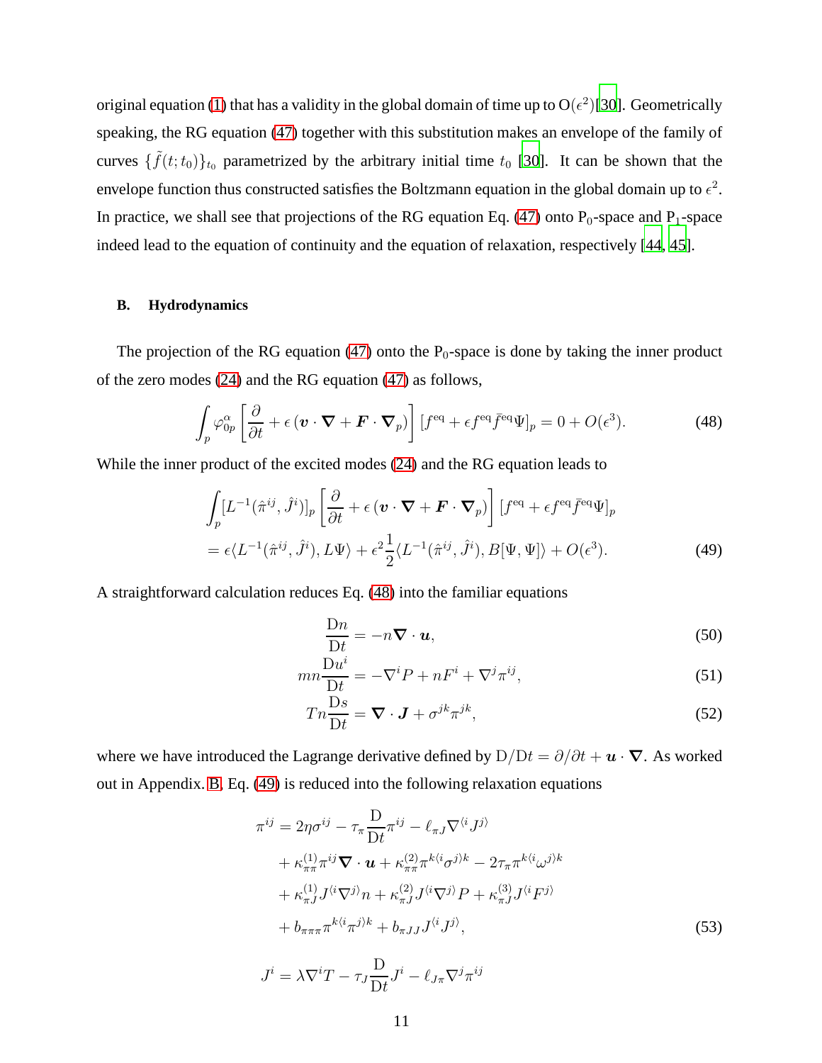original equation (1) that has a validity in the global domain of time up to $\mathrm{O}(\epsilon^2)$[30]. Geometrically speaking, the RG equation (47) together with this substitution makes an envelope of the family of curves $\{\tilde{f}(t;t_0)\}_{t_0}$ parametrized by the arbitrary initial time $t_0$ [30]. It can be shown that the envelope function thus constructed satisfies the Boltzmann equation in the global domain up to $\epsilon^2$. In practice, we shall see that projections of the RG equation Eq. (47) onto $\mathrm{P}_0$-space and $\mathrm{P}_1$-space indeed lead to the equation of continuity and the equation of relaxation, respectively [44, 45].

### B. Hydrodynamics

The projection of the RG equation (47) onto the $\mathrm{P}_0$-space is done by taking the inner product of the zero modes (24) and the RG equation (47) as follows,

$$\int_p \varphi_{0p}^{\alpha} \left[ \frac{\partial}{\partial t} + \epsilon \left( \boldsymbol{v} \cdot \boldsymbol{\nabla} + \boldsymbol{F} \cdot \boldsymbol{\nabla}_p \right) \right] [f^{\mathrm{eq}} + \epsilon f^{\mathrm{eq}} \bar{f}^{\mathrm{eq}} \Psi]_p = 0 + O(\epsilon^3). \tag{48}$$

While the inner product of the excited modes (24) and the RG equation leads to

$$\begin{aligned}
&\int_p [L^{-1}(\hat{\pi}^{ij}, \hat{J}^i)]_p \left[ \frac{\partial}{\partial t} + \epsilon \left( \boldsymbol{v} \cdot \boldsymbol{\nabla} + \boldsymbol{F} \cdot \boldsymbol{\nabla}_p \right) \right] [f^{\mathrm{eq}} + \epsilon f^{\mathrm{eq}} \bar{f}^{\mathrm{eq}} \Psi]_p \\
&= \epsilon \langle L^{-1}(\hat{\pi}^{ij}, \hat{J}^i), L\Psi \rangle + \epsilon^2 \frac{1}{2} \langle L^{-1}(\hat{\pi}^{ij}, \hat{J}^i), B[\Psi, \Psi] \rangle + O(\epsilon^3).
\end{aligned} \tag{49}$$

A straightforward calculation reduces Eq. (48) into the familiar equations

$$\frac{\mathrm{D}n}{\mathrm{D}t} = -n \boldsymbol{\nabla} \cdot \boldsymbol{u}, \tag{50}$$

$$mn \frac{\mathrm{D}u^i}{\mathrm{D}t} = -\nabla^i P + nF^i + \nabla^j \pi^{ij}, \tag{51}$$

$$Tn \frac{\mathrm{D}s}{\mathrm{D}t} = \boldsymbol{\nabla} \cdot \boldsymbol{J} + \sigma^{jk} \pi^{jk}, \tag{52}$$

where we have introduced the Lagrange derivative defined by $\mathrm{D}/\mathrm{D}t = \partial/\partial t + \boldsymbol{u} \cdot \boldsymbol{\nabla}$. As worked out in Appendix. B, Eq. (49) is reduced into the following relaxation equations

$$\begin{aligned}
\pi^{ij} &= 2\eta \sigma^{ij} - \tau_\pi \frac{\mathrm{D}}{\mathrm{D}t} \pi^{ij} - \ell_{\pi J} \nabla^{\langle i} J^{j \rangle} \\
&\quad + \kappa_{\pi\pi}^{(1)} \pi^{ij} \boldsymbol{\nabla} \cdot \boldsymbol{u} + \kappa_{\pi\pi}^{(2)} \pi^{k \langle i} \sigma^{j \rangle k} - 2\tau_\pi \pi^{k \langle i} \omega^{j \rangle k} \\
&\quad + \kappa_{\pi J}^{(1)} J^{\langle i} \nabla^{j \rangle} n + \kappa_{\pi J}^{(2)} J^{\langle i} \nabla^{j \rangle} P + \kappa_{\pi J}^{(3)} J^{\langle i} F^{j \rangle} \\
&\quad + b_{\pi\pi\pi} \pi^{k \langle i} \pi^{j \rangle k} + b_{\pi JJ} J^{\langle i} J^{j \rangle},
\end{aligned} \tag{53}$$

$$J^i = \lambda \nabla^i T - \tau_J \frac{\mathrm{D}}{\mathrm{D}t} J^i - \ell_{J\pi} \nabla^j \pi^{ij}$$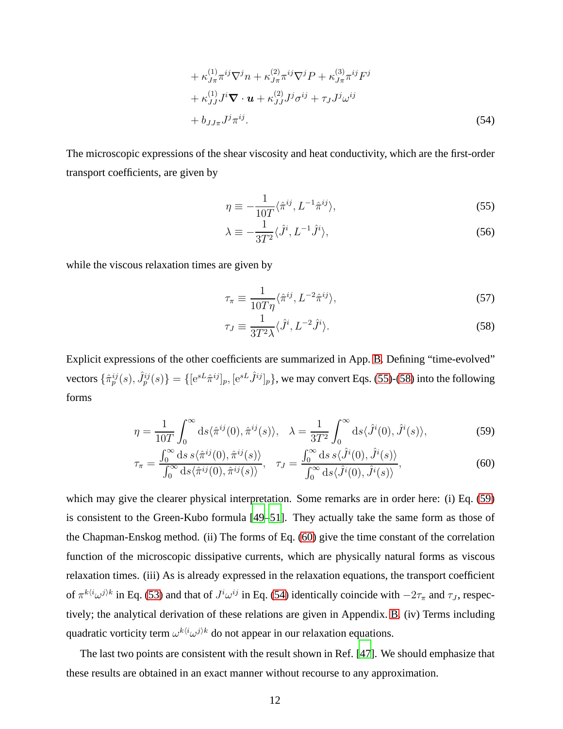$$
\begin{aligned}
&+ \kappa_{J\pi}^{(1)} \pi^{ij} \nabla^j n + \kappa_{J\pi}^{(2)} \pi^{ij} \nabla^j P + \kappa_{J\pi}^{(3)} \pi^{ij} F^j \\
&+ \kappa_{JJ}^{(1)} J^i \boldsymbol{\nabla} \cdot \boldsymbol{u} + \kappa_{JJ}^{(2)} J^j \sigma^{ij} + \tau_J J^j \omega^{ij} \\
&+ b_{JJ\pi} J^j \pi^{ij}.
\end{aligned} \tag{54}
$$

The microscopic expressions of the shear viscosity and heat conductivity, which are the first-order transport coefficients, are given by

$$
\eta \equiv -\frac{1}{10T} \langle \hat{\pi}^{ij}, L^{-1} \hat{\pi}^{ij} \rangle, \tag{55}
$$

$$
\lambda \equiv -\frac{1}{3T^2} \langle \hat{J}^i, L^{-1} \hat{J}^i \rangle, \tag{56}
$$

while the viscous relaxation times are given by

$$
\tau_\pi \equiv \frac{1}{10T\eta} \langle \hat{\pi}^{ij}, L^{-2} \hat{\pi}^{ij} \rangle, \tag{57}
$$

$$
\tau_J \equiv \frac{1}{3T^2 \lambda} \langle \hat{J}^i, L^{-2} \hat{J}^i \rangle. \tag{58}
$$

Explicit expressions of the other coefficients are summarized in App. B. Defining "time-evolved" vectors $\{\hat{\pi}^{ij}_p(s), \hat{J}^{ij}_p(s)\} = \{[\mathrm{e}^{sL}\hat{\pi}^{ij}]_p, [\mathrm{e}^{sL}\hat{J}^{ij}]_p\}$, we may convert Eqs. (55)-(58) into the following forms

$$
\eta = \frac{1}{10T} \int_0^\infty \mathrm{d}s \langle \hat{\pi}^{ij}(0), \hat{\pi}^{ij}(s) \rangle, \quad \lambda = \frac{1}{3T^2} \int_0^\infty \mathrm{d}s \langle \hat{J}^i(0), \hat{J}^i(s) \rangle, \tag{59}
$$

$$
\tau_\pi = \frac{\int_0^\infty \mathrm{d}s \, s \langle \hat{\pi}^{ij}(0), \hat{\pi}^{ij}(s) \rangle}{\int_0^\infty \mathrm{d}s \langle \hat{\pi}^{ij}(0), \hat{\pi}^{ij}(s) \rangle}, \quad \tau_J = \frac{\int_0^\infty \mathrm{d}s \, s \langle \hat{J}^i(0), \hat{J}^i(s) \rangle}{\int_0^\infty \mathrm{d}s \langle \hat{J}^i(0), \hat{J}^i(s) \rangle}, \tag{60}
$$

which may give the clearer physical interpretation. Some remarks are in order here: (i) Eq. (59) is consistent to the Green-Kubo formula [49–51]. They actually take the same form as those of the Chapman-Enskog method. (ii) The forms of Eq. (60) give the time constant of the correlation function of the microscopic dissipative currents, which are physically natural forms as viscous relaxation times. (iii) As is already expressed in the relaxation equations, the transport coefficient of $\pi^{k\langle i}\omega^{j\rangle k}$ in Eq. (53) and that of $J^i\omega^{ij}$ in Eq. (54) identically coincide with $-2\tau_\pi$ and $\tau_J$, respectively; the analytical derivation of these relations are given in Appendix. B. (iv) Terms including quadratic vorticity term $\omega^{k\langle i}\omega^{j\rangle k}$ do not appear in our relaxation equations.

The last two points are consistent with the result shown in Ref. [47]. We should emphasize that these results are obtained in an exact manner without recourse to any approximation.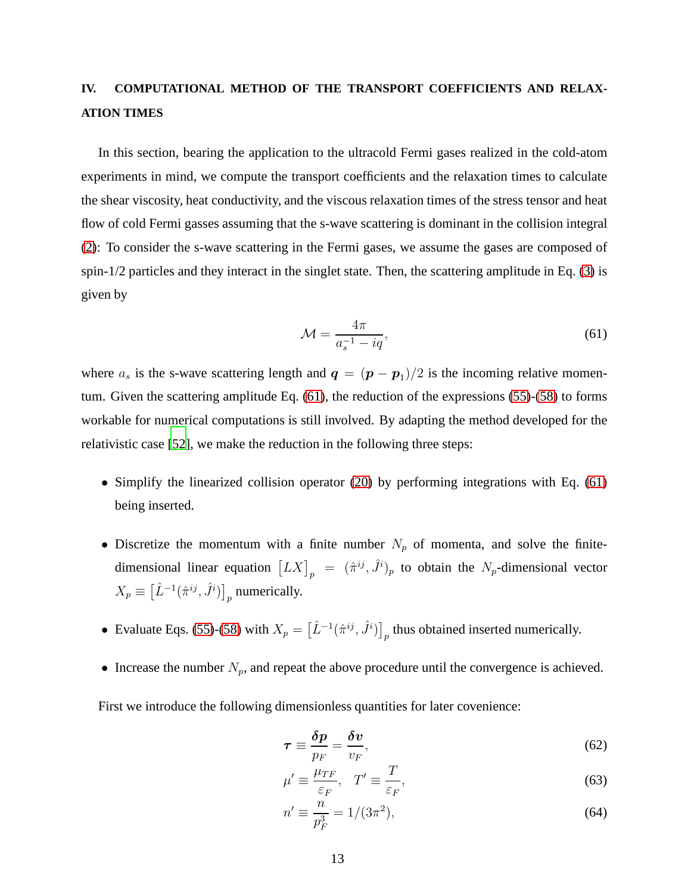## IV. COMPUTATIONAL METHOD OF THE TRANSPORT COEFFICIENTS AND RELAXATION TIMES

In this section, bearing the application to the ultracold Fermi gases realized in the cold-atom experiments in mind, we compute the transport coefficients and the relaxation times to calculate the shear viscosity, heat conductivity, and the viscous relaxation times of the stress tensor and heat flow of cold Fermi gasses assuming that the s-wave scattering is dominant in the collision integral (2): To consider the s-wave scattering in the Fermi gases, we assume the gases are composed of spin-1/2 particles and they interact in the singlet state. Then, the scattering amplitude in Eq. (3) is given by

$$
\mathcal{M} = \frac{4\pi}{a_s^{-1} - iq}, \tag{61}
$$

where $a_s$ is the s-wave scattering length and $\boldsymbol{q} = (\boldsymbol{p} - \boldsymbol{p}_1)/2$ is the incoming relative momentum. Given the scattering amplitude Eq. (61), the reduction of the expressions (55)-(58) to forms workable for numerical computations is still involved. By adapting the method developed for the relativistic case [52], we make the reduction in the following three steps:

- Simplify the linearized collision operator (20) by performing integrations with Eq. (61) being inserted.
- Discretize the momentum with a finite number $N_p$ of momenta, and solve the finite-dimensional linear equation $\left[LX\right]_p = (\hat{\pi}^{ij}, \hat{J}^i)_p$ to obtain the $N_p$-dimensional vector $X_p \equiv \left[\hat{L}^{-1}(\hat{\pi}^{ij}, \hat{J}^i)\right]_p$ numerically.
- Evaluate Eqs. (55)-(58) with $X_p = \left[\hat{L}^{-1}(\hat{\pi}^{ij}, \hat{J}^i)\right]_p$ thus obtained inserted numerically.
- Increase the number $N_p$, and repeat the above procedure until the convergence is achieved.

First we introduce the following dimensionless quantities for later covenience:

$$
\boldsymbol{\tau} \equiv \frac{\boldsymbol{\delta p}}{p_F} = \frac{\boldsymbol{\delta v}}{v_F}, \tag{62}
$$

$$
\mu' \equiv \frac{\mu_{TF}}{\varepsilon_F}, \quad T' \equiv \frac{T}{\varepsilon_F}, \tag{63}
$$

$$
n' \equiv \frac{n}{p_F^3} = 1/(3\pi^2), \tag{64}
$$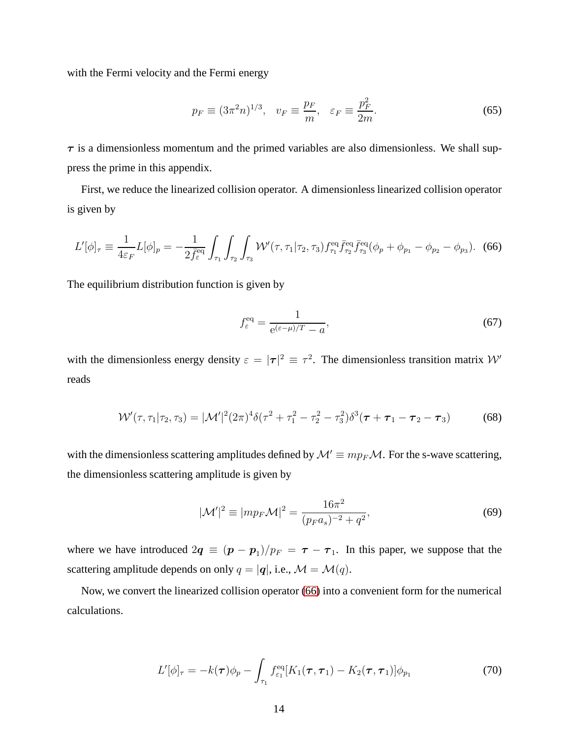with the Fermi velocity and the Fermi energy

$$p_F \equiv (3\pi^2 n)^{1/3}, \quad v_F \equiv \frac{p_F}{m}, \quad \varepsilon_F \equiv \frac{p_F^2}{2m}. \tag{65}$$

$\boldsymbol{\tau}$ is a dimensionless momentum and the primed variables are also dimensionless. We shall suppress the prime in this appendix.

First, we reduce the linearized collision operator. A dimensionless linearized collision operator is given by

$$L'[\phi]_\tau \equiv \frac{1}{4\varepsilon_F} L[\phi]_p = -\frac{1}{2\bar{f}^{\rm eq}_\varepsilon} \int_{\tau_1} \int_{\tau_2} \int_{\tau_3} \mathcal{W}'(\tau, \tau_1 | \tau_2, \tau_3) f^{\rm eq}_{\tau_1} \bar{f}^{\rm eq}_{\tau_2} \bar{f}^{\rm eq}_{\tau_3} (\phi_p + \phi_{p_1} - \phi_{p_2} - \phi_{p_3}). \tag{66}$$

The equilibrium distribution function is given by

$$f^{\rm eq}_\varepsilon = \frac{1}{{\rm e}^{(\varepsilon-\mu)/T} - a}, \tag{67}$$

with the dimensionless energy density $\varepsilon = |\boldsymbol{\tau}|^2 \equiv \tau^2$. The dimensionless transition matrix $\mathcal{W}'$ reads

$$\mathcal{W}'(\tau, \tau_1 | \tau_2, \tau_3) = |\mathcal{M}'|^2 (2\pi)^4 \delta(\tau^2 + \tau_1^2 - \tau_2^2 - \tau_3^2) \delta^3(\boldsymbol{\tau} + \boldsymbol{\tau}_1 - \boldsymbol{\tau}_2 - \boldsymbol{\tau}_3) \tag{68}$$

with the dimensionless scattering amplitudes defined by $\mathcal{M}' \equiv m p_F \mathcal{M}$. For the s-wave scattering, the dimensionless scattering amplitude is given by

$$|\mathcal{M}'|^2 \equiv |m p_F \mathcal{M}|^2 = \frac{16\pi^2}{(p_F a_s)^{-2} + q^2}, \tag{69}$$

where we have introduced $2\boldsymbol{q} \equiv (\boldsymbol{p} - \boldsymbol{p}_1)/p_F = \boldsymbol{\tau} - \boldsymbol{\tau}_1$. In this paper, we suppose that the scattering amplitude depends on only $q = |\boldsymbol{q}|$, i.e., $\mathcal{M} = \mathcal{M}(q)$.

Now, we convert the linearized collision operator (66) into a convenient form for the numerical calculations.

$$L'[\phi]_\tau = -k(\boldsymbol{\tau})\phi_p - \int_{\tau_1} f^{\rm eq}_{\varepsilon_1} [K_1(\boldsymbol{\tau}, \boldsymbol{\tau}_1) - K_2(\boldsymbol{\tau}, \boldsymbol{\tau}_1)] \phi_{p_1} \tag{70}$$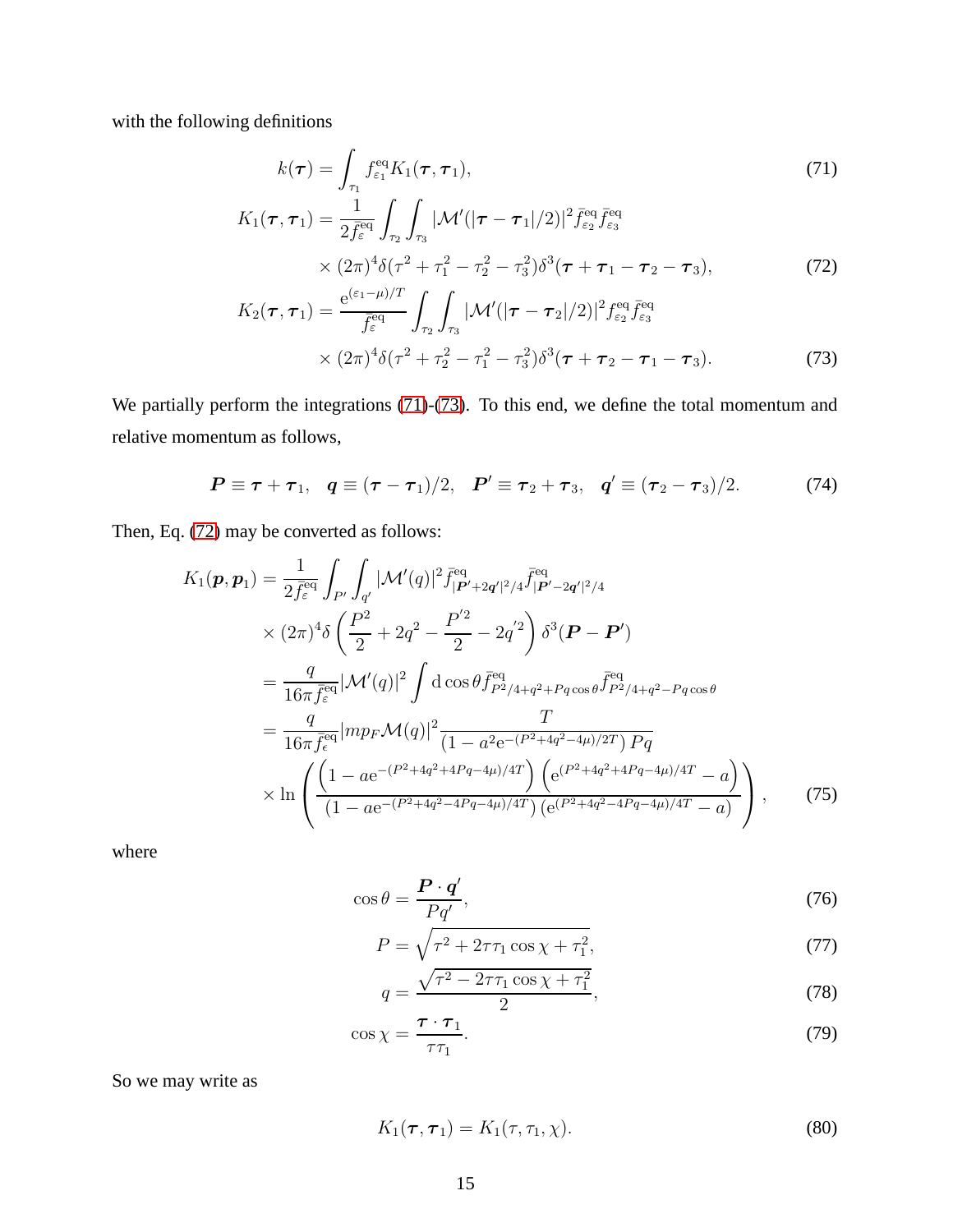with the following definitions

$$k(\boldsymbol{\tau}) = \int_{\tau_1} f^{\rm eq}_{\varepsilon_1} K_1(\boldsymbol{\tau}, \boldsymbol{\tau}_1), \tag{71}$$

$$K_1(\boldsymbol{\tau}, \boldsymbol{\tau}_1) = \frac{1}{2\bar{f}^{\rm eq}_{\varepsilon}} \int_{\tau_2} \int_{\tau_3} |\mathcal{M}'(|\boldsymbol{\tau} - \boldsymbol{\tau}_1|/2)|^2 \bar{f}^{\rm eq}_{\varepsilon_2} \bar{f}^{\rm eq}_{\varepsilon_3} \times (2\pi)^4 \delta(\tau^2 + \tau_1^2 - \tau_2^2 - \tau_3^2) \delta^3(\boldsymbol{\tau} + \boldsymbol{\tau}_1 - \boldsymbol{\tau}_2 - \boldsymbol{\tau}_3), \tag{72}$$

$$K_2(\boldsymbol{\tau}, \boldsymbol{\tau}_1) = \frac{{\rm e}^{(\varepsilon_1 - \mu)/T}}{\bar{f}^{\rm eq}_{\varepsilon}} \int_{\tau_2} \int_{\tau_3} |\mathcal{M}'(|\boldsymbol{\tau} - \boldsymbol{\tau}_2|/2)|^2 f^{\rm eq}_{\varepsilon_2} \bar{f}^{\rm eq}_{\varepsilon_3} \times (2\pi)^4 \delta(\tau^2 + \tau_2^2 - \tau_1^2 - \tau_3^2) \delta^3(\boldsymbol{\tau} + \boldsymbol{\tau}_2 - \boldsymbol{\tau}_1 - \boldsymbol{\tau}_3). \tag{73}$$

We partially perform the integrations (71)-(73). To this end, we define the total momentum and relative momentum as follows,

$$\boldsymbol{P} \equiv \boldsymbol{\tau} + \boldsymbol{\tau}_1, \quad \boldsymbol{q} \equiv (\boldsymbol{\tau} - \boldsymbol{\tau}_1)/2, \quad \boldsymbol{P}' \equiv \boldsymbol{\tau}_2 + \boldsymbol{\tau}_3, \quad \boldsymbol{q}' \equiv (\boldsymbol{\tau}_2 - \boldsymbol{\tau}_3)/2. \tag{74}$$

Then, Eq. (72) may be converted as follows:

$$\begin{aligned}
K_1(\boldsymbol{p}, \boldsymbol{p}_1) &= \frac{1}{2\bar{f}^{\rm eq}_{\varepsilon}} \int_{P'} \int_{q'} |\mathcal{M}'(q)|^2 \bar{f}^{\rm eq}_{|\boldsymbol{P}' + 2\boldsymbol{q}'|^2/4} \bar{f}^{\rm eq}_{|\boldsymbol{P}' - 2\boldsymbol{q}'|^2/4} \\
&\quad \times (2\pi)^4 \delta\left(\frac{P^2}{2} + 2q^2 - \frac{P'^2}{2} - 2q'^2\right) \delta^3(\boldsymbol{P} - \boldsymbol{P}') \\
&= \frac{q}{16\pi \bar{f}^{\rm eq}_{\varepsilon}} |\mathcal{M}'(q)|^2 \int {\rm d}\cos\theta \, \bar{f}^{\rm eq}_{P^2/4 + q^2 + Pq\cos\theta} \bar{f}^{\rm eq}_{P^2/4 + q^2 - Pq\cos\theta} \\
&= \frac{q}{16\pi \bar{f}^{\rm eq}_{\epsilon}} |m p_F \mathcal{M}(q)|^2 \frac{T}{\left(1 - a^2 {\rm e}^{-(P^2 + 4q^2 - 4\mu)/2T}\right) Pq} \\
&\quad \times \ln\left(\frac{\left(1 - a{\rm e}^{-(P^2 + 4q^2 + 4Pq - 4\mu)/4T}\right)\left({\rm e}^{(P^2 + 4q^2 + 4Pq - 4\mu)/4T} - a\right)}{\left(1 - a{\rm e}^{-(P^2 + 4q^2 - 4Pq - 4\mu)/4T}\right)\left({\rm e}^{(P^2 + 4q^2 - 4Pq - 4\mu)/4T} - a\right)}\right),
\end{aligned} \tag{75}$$

where

$$\cos\theta = \frac{\boldsymbol{P} \cdot \boldsymbol{q}'}{Pq'}, \tag{76}$$

$$P = \sqrt{\tau^2 + 2\tau\tau_1\cos\chi + \tau_1^2}, \tag{77}$$

$$q = \frac{\sqrt{\tau^2 - 2\tau\tau_1\cos\chi + \tau_1^2}}{2}, \tag{78}$$

$$\cos\chi = \frac{\boldsymbol{\tau} \cdot \boldsymbol{\tau}_1}{\tau\tau_1}. \tag{79}$$

So we may write as

$$K_1(\boldsymbol{\tau}, \boldsymbol{\tau}_1) = K_1(\tau, \tau_1, \chi). \tag{80}$$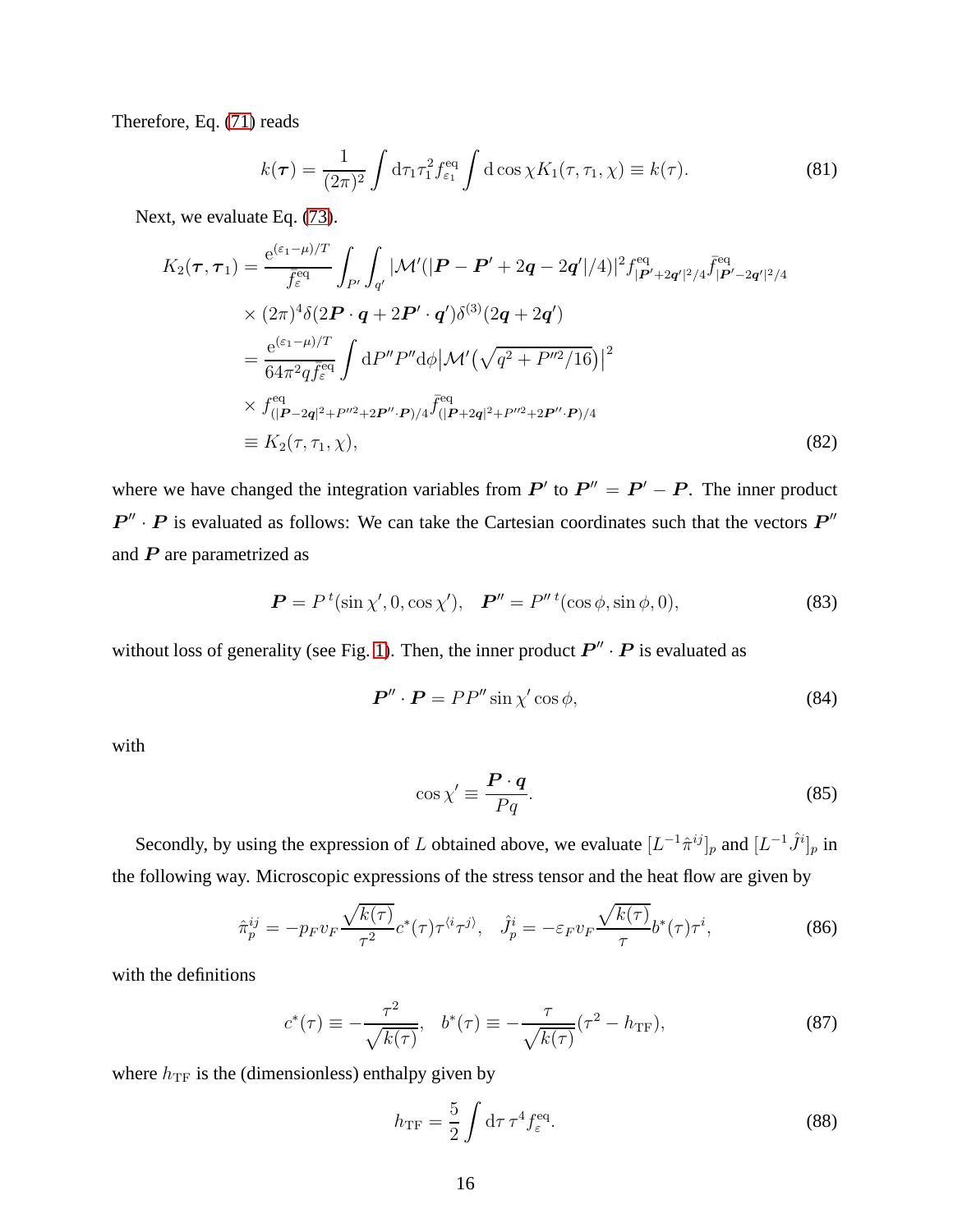Therefore, Eq. (71) reads

$$k(\boldsymbol{\tau}) = \frac{1}{(2\pi)^2} \int \mathrm{d}\tau_1 \tau_1^2 f^{\mathrm{eq}}_{\varepsilon_1} \int \mathrm{d}\cos\chi K_1(\tau, \tau_1, \chi) \equiv k(\tau). \tag{81}$$

Next, we evaluate Eq. (73).

$$\begin{aligned}
K_2(\boldsymbol{\tau}, \boldsymbol{\tau}_1) &= \frac{\mathrm{e}^{(\varepsilon_1 - \mu)/T}}{\bar{f}^{\mathrm{eq}}_{\varepsilon}} \int_{P'} \int_{q'} |\mathcal{M}'(|\boldsymbol{P} - \boldsymbol{P}' + 2\boldsymbol{q} - 2\boldsymbol{q}'|/4)|^2 f^{\mathrm{eq}}_{|\boldsymbol{P}' + 2\boldsymbol{q}'|^2/4} \bar{f}^{\mathrm{eq}}_{|\boldsymbol{P}' - 2\boldsymbol{q}'|^2/4} \\
&\quad \times (2\pi)^4 \delta(2\boldsymbol{P} \cdot \boldsymbol{q} + 2\boldsymbol{P}' \cdot \boldsymbol{q}') \delta^{(3)}(2\boldsymbol{q} + 2\boldsymbol{q}') \\
&= \frac{\mathrm{e}^{(\varepsilon_1 - \mu)/T}}{64\pi^2 q \bar{f}^{\mathrm{eq}}_{\varepsilon}} \int \mathrm{d}P'' P'' \mathrm{d}\phi \big|\mathcal{M}'\big(\sqrt{q^2 + P''^2/16}\big)\big|^2 \\
&\quad \times f^{\mathrm{eq}}_{(|\boldsymbol{P} - 2\boldsymbol{q}|^2 + P''^2 + 2\boldsymbol{P}'' \cdot \boldsymbol{P})/4} \bar{f}^{\mathrm{eq}}_{(|\boldsymbol{P} + 2\boldsymbol{q}|^2 + P''^2 + 2\boldsymbol{P}'' \cdot \boldsymbol{P})/4} \\
&\equiv K_2(\tau, \tau_1, \chi),
\end{aligned} \tag{82}$$

where we have changed the integration variables from $\boldsymbol{P}'$ to $\boldsymbol{P}'' = \boldsymbol{P}' - \boldsymbol{P}$. The inner product $\boldsymbol{P}'' \cdot \boldsymbol{P}$ is evaluated as follows: We can take the Cartesian coordinates such that the vectors $\boldsymbol{P}''$ and $\boldsymbol{P}$ are parametrized as

$$\boldsymbol{P} = P\, {}^t(\sin\chi', 0, \cos\chi'), \quad \boldsymbol{P}'' = P''\, {}^t(\cos\phi, \sin\phi, 0), \tag{83}$$

without loss of generality (see Fig. 1). Then, the inner product $\boldsymbol{P}'' \cdot \boldsymbol{P}$ is evaluated as

$$\boldsymbol{P}'' \cdot \boldsymbol{P} = P P'' \sin\chi' \cos\phi, \tag{84}$$

with

$$\cos\chi' \equiv \frac{\boldsymbol{P} \cdot \boldsymbol{q}}{Pq}. \tag{85}$$

Secondly, by using the expression of $L$ obtained above, we evaluate $[L^{-1}\hat{\pi}^{ij}]_p$ and $[L^{-1}\hat{J}^i]_p$ in the following way. Microscopic expressions of the stress tensor and the heat flow are given by

$$\hat{\pi}^{ij}_p = -p_F v_F \frac{\sqrt{k(\tau)}}{\tau^2} c^*(\tau) \tau^{\langle i} \tau^{j\rangle}, \quad \hat{J}^i_p = -\varepsilon_F v_F \frac{\sqrt{k(\tau)}}{\tau} b^*(\tau) \tau^i, \tag{86}$$

with the definitions

$$c^*(\tau) \equiv -\frac{\tau^2}{\sqrt{k(\tau)}}, \quad b^*(\tau) \equiv -\frac{\tau}{\sqrt{k(\tau)}} (\tau^2 - h_{\mathrm{TF}}), \tag{87}$$

where $h_{\mathrm{TF}}$ is the (dimensionless) enthalpy given by

$$h_{\mathrm{TF}} = \frac{5}{2} \int \mathrm{d}\tau\, \tau^4 f^{\mathrm{eq}}_{\varepsilon}. \tag{88}$$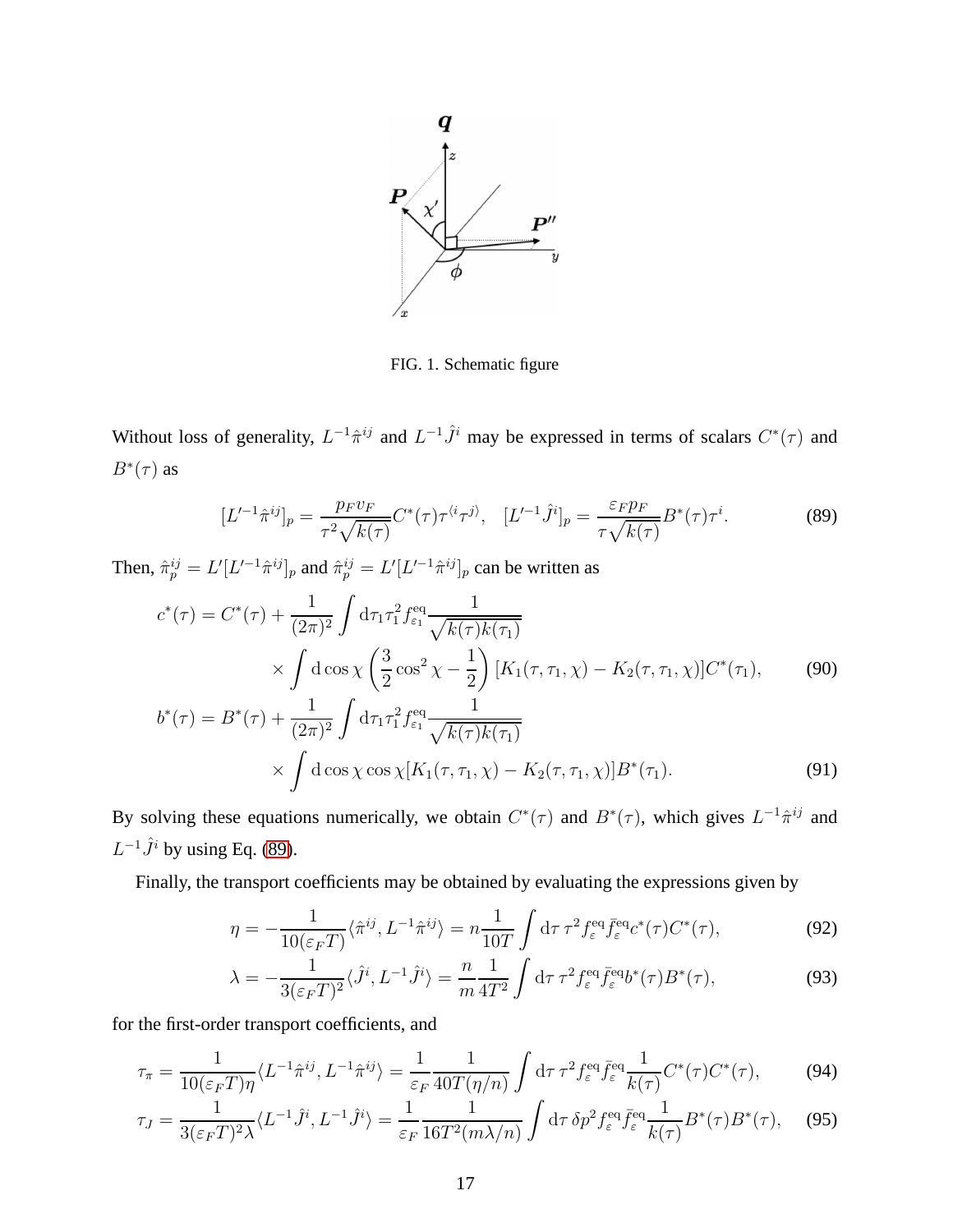FIG. 1. Schematic figure

Without loss of generality, $L^{-1}\hat{\pi}^{ij}$ and $L^{-1}\hat{J}^i$ may be expressed in terms of scalars $C^*(\tau)$ and $B^*(\tau)$ as

$$[L'^{-1}\hat{\pi}^{ij}]_p = \frac{p_F v_F}{\tau^2\sqrt{k(\tau)}} C^*(\tau)\tau^{\langle i}\tau^{j\rangle}, \quad [L'^{-1}\hat{J}^i]_p = \frac{\varepsilon_F p_F}{\tau\sqrt{k(\tau)}} B^*(\tau)\tau^i. \tag{89}$$

Then, $\hat{\pi}^{ij}_p = L'[L'^{-1}\hat{\pi}^{ij}]_p$ and $\hat{\pi}^{ij}_p = L'[L'^{-1}\hat{\pi}^{ij}]_p$ can be written as

$$\begin{aligned} c^*(\tau) = C^*(\tau) &+ \frac{1}{(2\pi)^2}\int \mathrm{d}\tau_1 \tau_1^2 f^{\rm eq}_{\varepsilon_1} \frac{1}{\sqrt{k(\tau)k(\tau_1)}} \\ &\times \int \mathrm{d}\cos\chi \left(\frac{3}{2}\cos^2\chi - \frac{1}{2}\right)[K_1(\tau,\tau_1,\chi) - K_2(\tau,\tau_1,\chi)]C^*(\tau_1), \end{aligned} \tag{90}$$

$$\begin{aligned} b^*(\tau) = B^*(\tau) &+ \frac{1}{(2\pi)^2}\int \mathrm{d}\tau_1 \tau_1^2 f^{\rm eq}_{\varepsilon_1} \frac{1}{\sqrt{k(\tau)k(\tau_1)}} \\ &\times \int \mathrm{d}\cos\chi \cos\chi [K_1(\tau,\tau_1,\chi) - K_2(\tau,\tau_1,\chi)]B^*(\tau_1). \end{aligned} \tag{91}$$

By solving these equations numerically, we obtain $C^*(\tau)$ and $B^*(\tau)$, which gives $L^{-1}\hat{\pi}^{ij}$ and $L^{-1}\hat{J}^i$ by using Eq. (89).

Finally, the transport coefficients may be obtained by evaluating the expressions given by

$$\eta = -\frac{1}{10(\varepsilon_F T)}\langle \hat{\pi}^{ij}, L^{-1}\hat{\pi}^{ij}\rangle = n\frac{1}{10T}\int \mathrm{d}\tau\, \tau^2 f^{\rm eq}_\varepsilon \bar{f}^{\rm eq}_\varepsilon c^*(\tau)C^*(\tau), \tag{92}$$

$$\lambda = -\frac{1}{3(\varepsilon_F T)^2}\langle \hat{J}^i, L^{-1}\hat{J}^i\rangle = \frac{n}{m}\frac{1}{4T^2}\int \mathrm{d}\tau\, \tau^2 f^{\rm eq}_\varepsilon \bar{f}^{\rm eq}_\varepsilon b^*(\tau)B^*(\tau), \tag{93}$$

for the first-order transport coefficients, and

$$\tau_\pi = \frac{1}{10(\varepsilon_F T)\eta}\langle L^{-1}\hat{\pi}^{ij}, L^{-1}\hat{\pi}^{ij}\rangle = \frac{1}{\varepsilon_F}\frac{1}{40T(\eta/n)}\int \mathrm{d}\tau\, \tau^2 f^{\rm eq}_\varepsilon \bar{f}^{\rm eq}_\varepsilon \frac{1}{k(\tau)} C^*(\tau)C^*(\tau), \tag{94}$$

$$\tau_J = \frac{1}{3(\varepsilon_F T)^2\lambda}\langle L^{-1}\hat{J}^i, L^{-1}\hat{J}^i\rangle = \frac{1}{\varepsilon_F}\frac{1}{16T^2(m\lambda/n)}\int \mathrm{d}\tau\, \delta p^2 f^{\rm eq}_\varepsilon \bar{f}^{\rm eq}_\varepsilon \frac{1}{k(\tau)} B^*(\tau)B^*(\tau), \tag{95}$$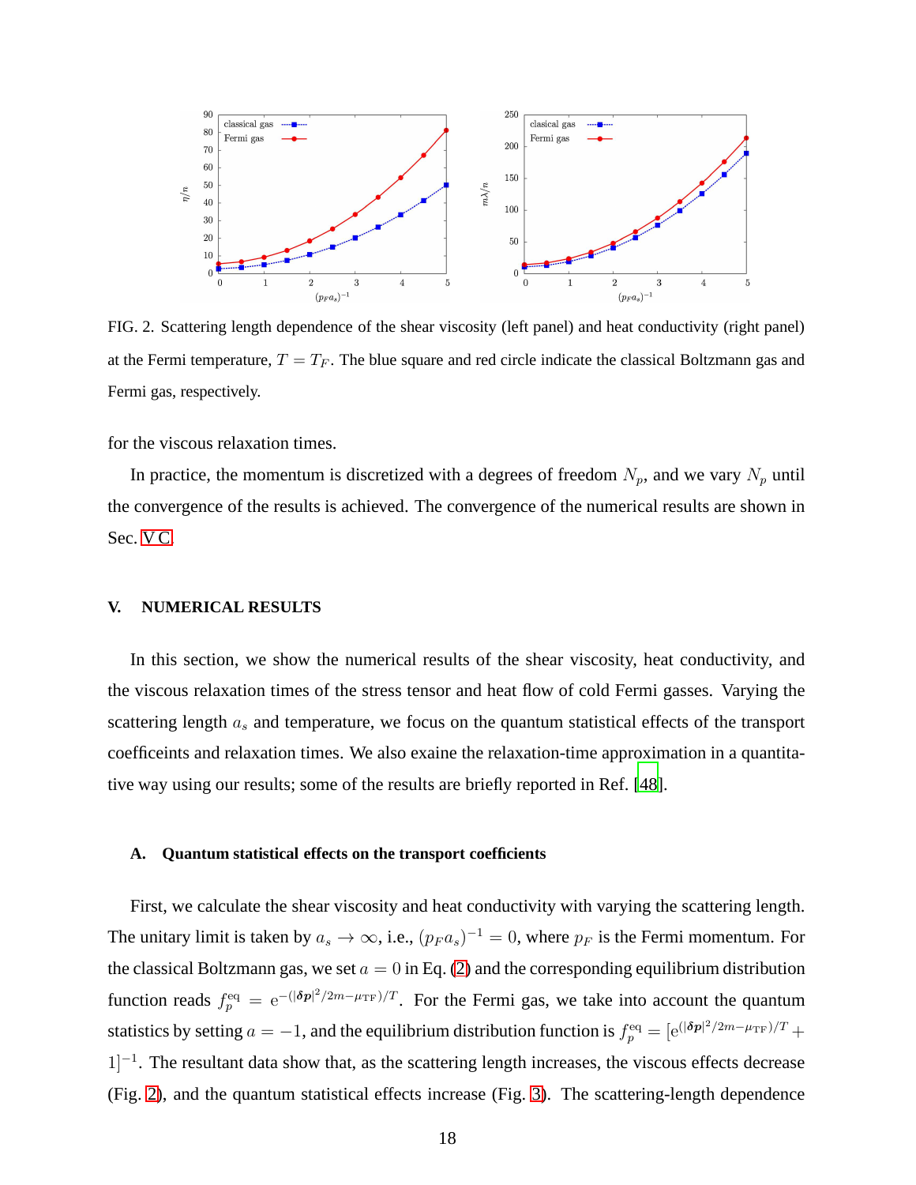FIG. 2. Scattering length dependence of the shear viscosity (left panel) and heat conductivity (right panel) at the Fermi temperature, $T = T_F$. The blue square and red circle indicate the classical Boltzmann gas and Fermi gas, respectively.

for the viscous relaxation times.

In practice, the momentum is discretized with a degrees of freedom $N_p$, and we vary $N_p$ until the convergence of the results is achieved. The convergence of the numerical results are shown in Sec. V C.

## V. NUMERICAL RESULTS

In this section, we show the numerical results of the shear viscosity, heat conductivity, and the viscous relaxation times of the stress tensor and heat flow of cold Fermi gasses. Varying the scattering length $a_s$ and temperature, we focus on the quantum statistical effects of the transport coefficeints and relaxation times. We also exaine the relaxation-time approximation in a quantitative way using our results; some of the results are briefly reported in Ref. [48].

### A. Quantum statistical effects on the transport coefficients

First, we calculate the shear viscosity and heat conductivity with varying the scattering length. The unitary limit is taken by $a_s \to \infty$, i.e., $(p_F a_s)^{-1} = 0$, where $p_F$ is the Fermi momentum. For the classical Boltzmann gas, we set $a = 0$ in Eq. (2) and the corresponding equilibrium distribution function reads $f_p^{\mathrm{eq}} = \mathrm{e}^{-(|\boldsymbol{\delta p}|^2/2m - \mu_{\mathrm{TF}})/T}$. For the Fermi gas, we take into account the quantum statistics by setting $a = -1$, and the equilibrium distribution function is $f_p^{\mathrm{eq}} = [\mathrm{e}^{(|\boldsymbol{\delta p}|^2/2m - \mu_{\mathrm{TF}})/T} + 1]^{-1}$. The resultant data show that, as the scattering length increases, the viscous effects decrease (Fig. 2), and the quantum statistical effects increase (Fig. 3). The scattering-length dependence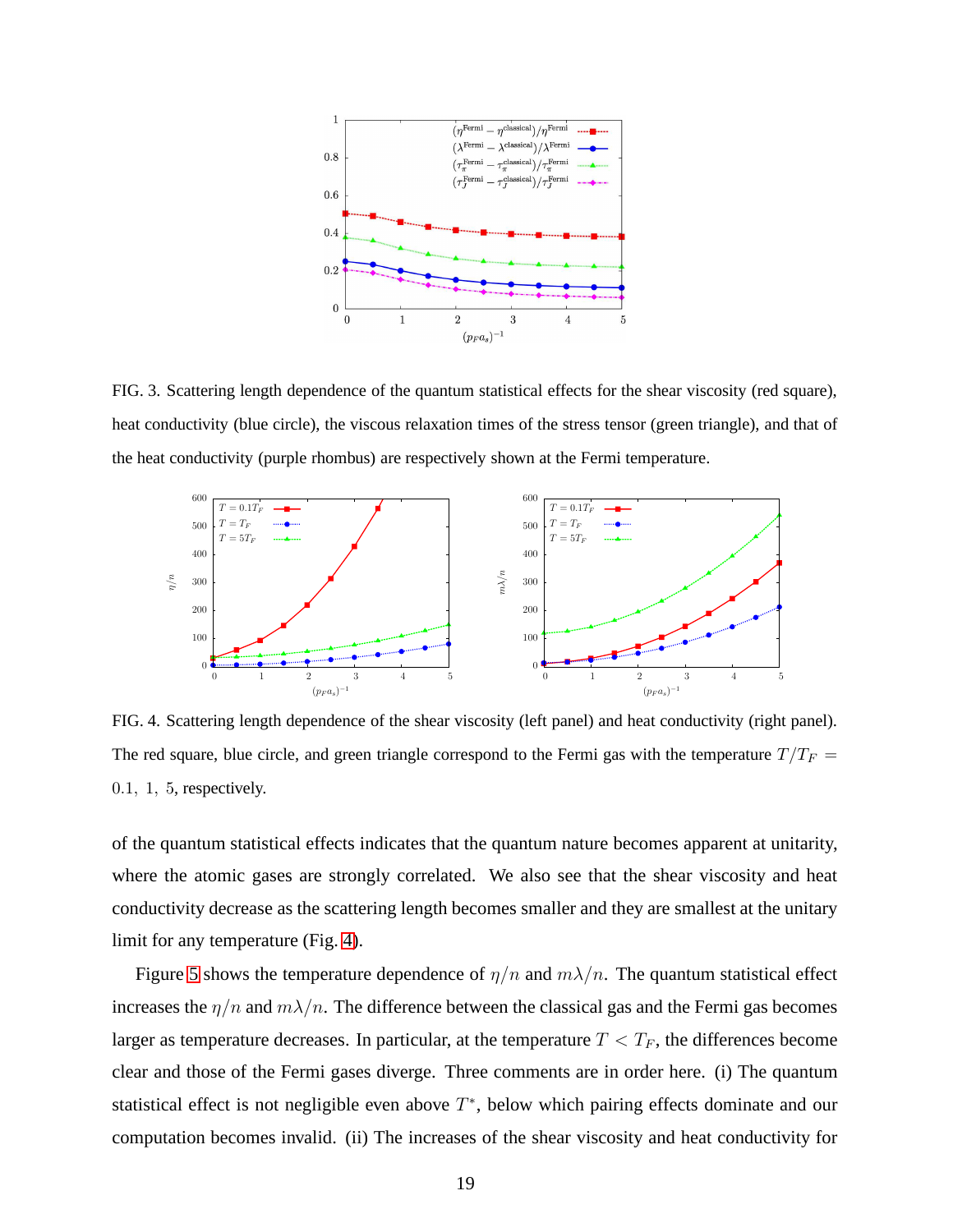FIG. 3. Scattering length dependence of the quantum statistical effects for the shear viscosity (red square), heat conductivity (blue circle), the viscous relaxation times of the stress tensor (green triangle), and that of the heat conductivity (purple rhombus) are respectively shown at the Fermi temperature.

FIG. 4. Scattering length dependence of the shear viscosity (left panel) and heat conductivity (right panel). The red square, blue circle, and green triangle correspond to the Fermi gas with the temperature $T/T_F = 0.1,\ 1,\ 5$, respectively.

of the quantum statistical effects indicates that the quantum nature becomes apparent at unitarity, where the atomic gases are strongly correlated. We also see that the shear viscosity and heat conductivity decrease as the scattering length becomes smaller and they are smallest at the unitary limit for any temperature (Fig. 4).

Figure 5 shows the temperature dependence of $\eta/n$ and $m\lambda/n$. The quantum statistical effect increases the $\eta/n$ and $m\lambda/n$. The difference between the classical gas and the Fermi gas becomes larger as temperature decreases. In particular, at the temperature $T < T_F$, the differences become clear and those of the Fermi gases diverge. Three comments are in order here. (i) The quantum statistical effect is not negligible even above $T^*$, below which pairing effects dominate and our computation becomes invalid. (ii) The increases of the shear viscosity and heat conductivity for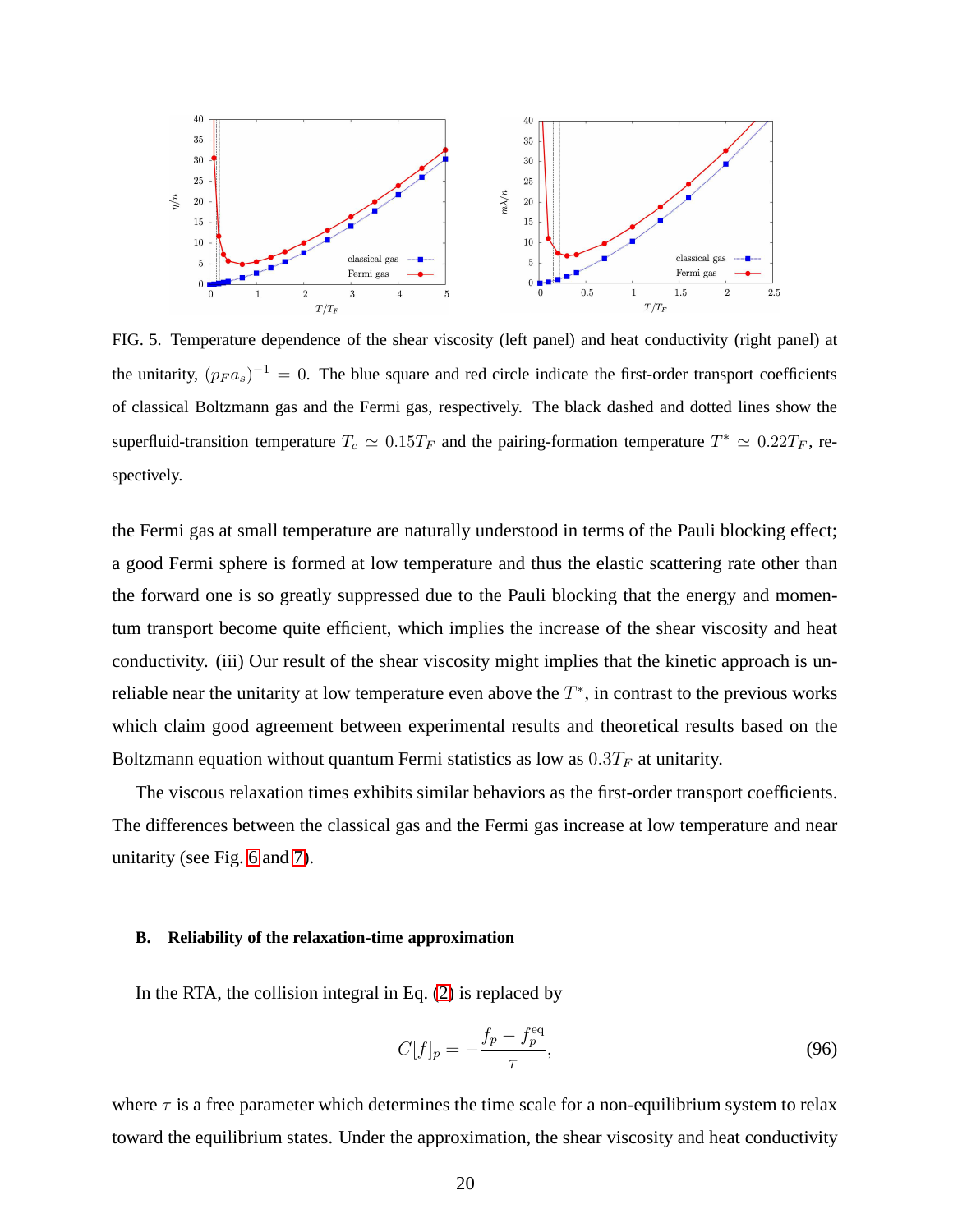FIG. 5. Temperature dependence of the shear viscosity (left panel) and heat conductivity (right panel) at the unitarity, $(p_F a_s)^{-1} = 0$. The blue square and red circle indicate the first-order transport coefficients of classical Boltzmann gas and the Fermi gas, respectively. The black dashed and dotted lines show the superfluid-transition temperature $T_c \simeq 0.15 T_F$ and the pairing-formation temperature $T^* \simeq 0.22 T_F$, respectively.

the Fermi gas at small temperature are naturally understood in terms of the Pauli blocking effect; a good Fermi sphere is formed at low temperature and thus the elastic scattering rate other than the forward one is so greatly suppressed due to the Pauli blocking that the energy and momentum transport become quite efficient, which implies the increase of the shear viscosity and heat conductivity. (iii) Our result of the shear viscosity might implies that the kinetic approach is unreliable near the unitarity at low temperature even above the $T^*$, in contrast to the previous works which claim good agreement between experimental results and theoretical results based on the Boltzmann equation without quantum Fermi statistics as low as $0.3T_F$ at unitarity.

The viscous relaxation times exhibits similar behaviors as the first-order transport coefficients. The differences between the classical gas and the Fermi gas increase at low temperature and near unitarity (see Fig. 6 and 7).

### B. Reliability of the relaxation-time approximation

In the RTA, the collision integral in Eq. (2) is replaced by

$$C[f]_p = -\frac{f_p - f_p^{\mathrm{eq}}}{\tau}, \tag{96}$$

where $\tau$ is a free parameter which determines the time scale for a non-equilibrium system to relax toward the equilibrium states. Under the approximation, the shear viscosity and heat conductivity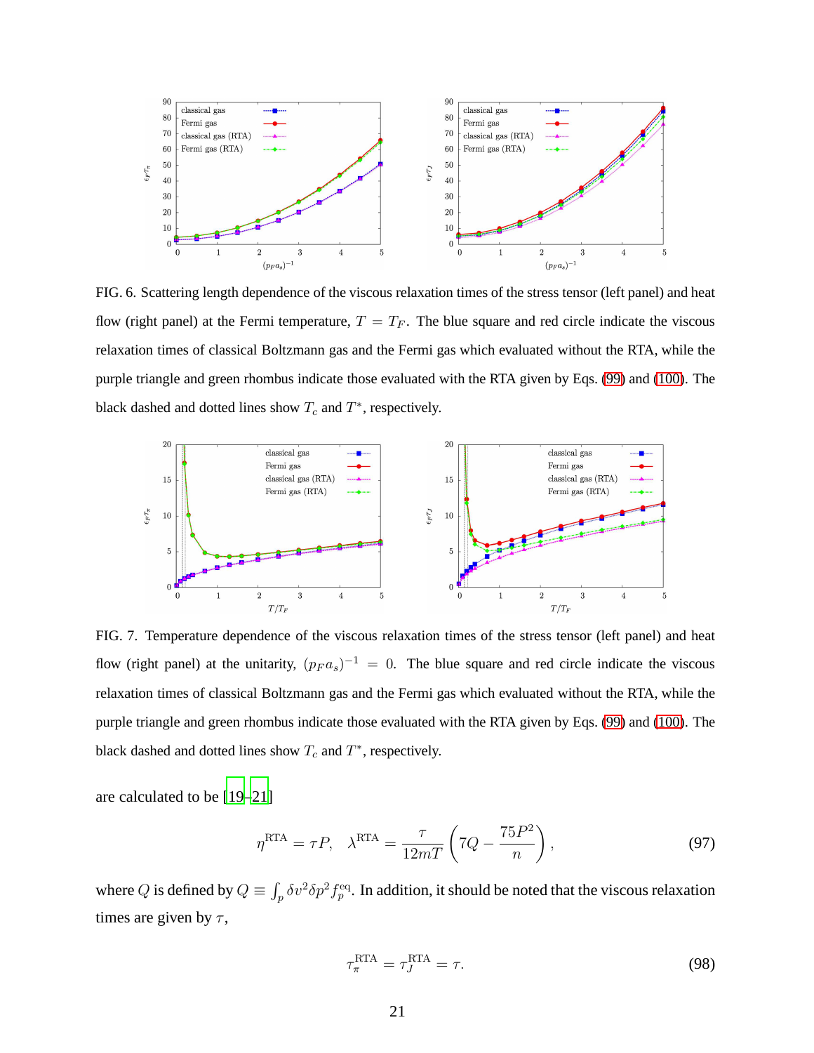FIG. 6. Scattering length dependence of the viscous relaxation times of the stress tensor (left panel) and heat flow (right panel) at the Fermi temperature, $T = T_F$. The blue square and red circle indicate the viscous relaxation times of classical Boltzmann gas and the Fermi gas which evaluated without the RTA, while the purple triangle and green rhombus indicate those evaluated with the RTA given by Eqs. (99) and (100). The black dashed and dotted lines show $T_c$ and $T^*$, respectively.

FIG. 7. Temperature dependence of the viscous relaxation times of the stress tensor (left panel) and heat flow (right panel) at the unitarity, $(p_F a_s)^{-1} = 0$. The blue square and red circle indicate the viscous relaxation times of classical Boltzmann gas and the Fermi gas which evaluated without the RTA, while the purple triangle and green rhombus indicate those evaluated with the RTA given by Eqs. (99) and (100). The black dashed and dotted lines show $T_c$ and $T^*$, respectively.

are calculated to be [19–21]

$$\eta^{\rm RTA} = \tau P, \quad \lambda^{\rm RTA} = \frac{\tau}{12mT}\left(7Q - \frac{75P^2}{n}\right), \tag{97}$$

where $Q$ is defined by $Q \equiv \int_p \delta v^2 \delta p^2 f_p^{\rm eq}$. In addition, it should be noted that the viscous relaxation times are given by $\tau$,

$$\tau_\pi^{\rm RTA} = \tau_J^{\rm RTA} = \tau. \tag{98}$$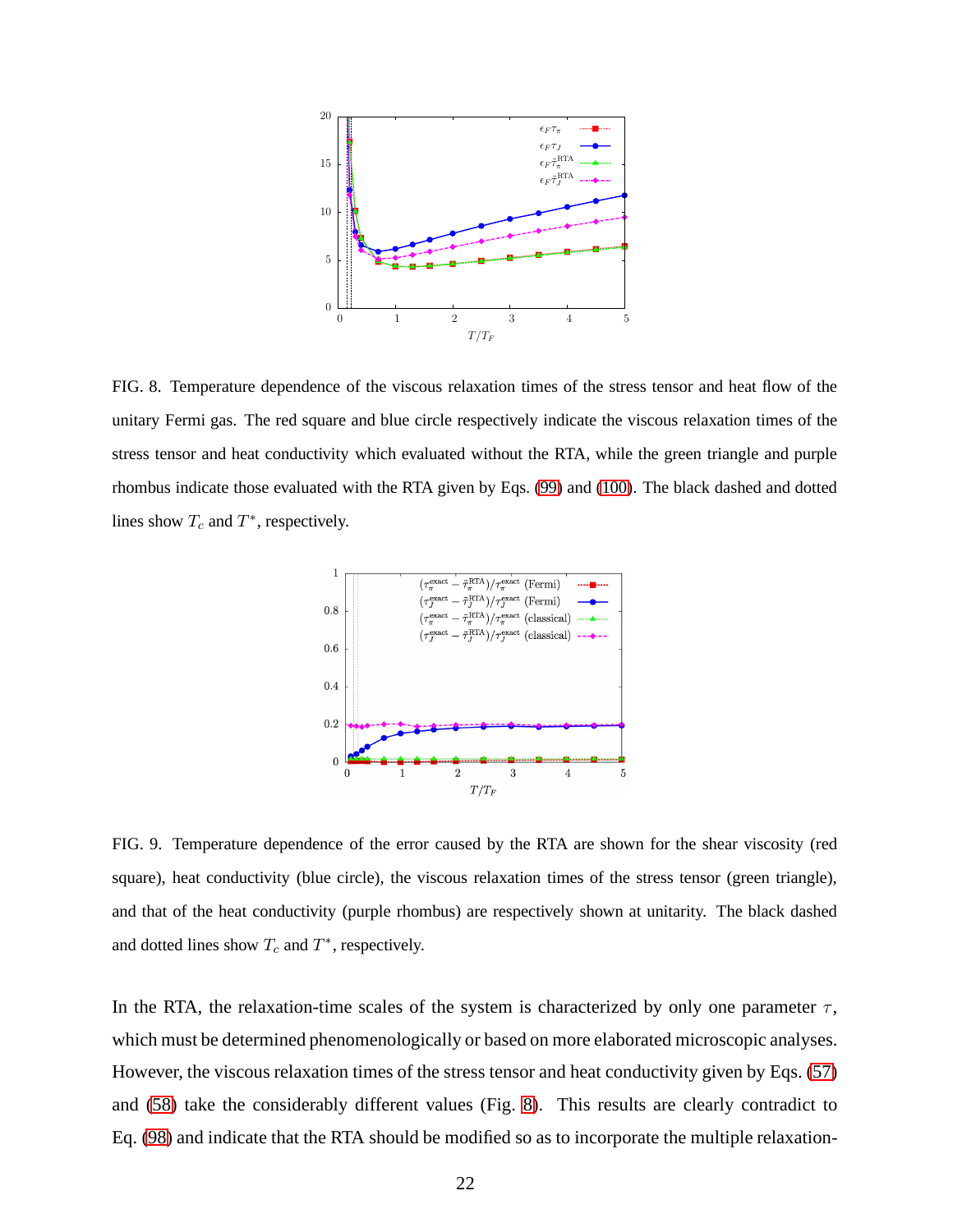FIG. 8. Temperature dependence of the viscous relaxation times of the stress tensor and heat flow of the unitary Fermi gas. The red square and blue circle respectively indicate the viscous relaxation times of the stress tensor and heat conductivity which evaluated without the RTA, while the green triangle and purple rhombus indicate those evaluated with the RTA given by Eqs. (99) and (100). The black dashed and dotted lines show $T_c$ and $T^*$, respectively.

FIG. 9. Temperature dependence of the error caused by the RTA are shown for the shear viscosity (red square), heat conductivity (blue circle), the viscous relaxation times of the stress tensor (green triangle), and that of the heat conductivity (purple rhombus) are respectively shown at unitarity. The black dashed and dotted lines show $T_c$ and $T^*$, respectively.

In the RTA, the relaxation-time scales of the system is characterized by only one parameter $\tau$, which must be determined phenomenologically or based on more elaborated microscopic analyses. However, the viscous relaxation times of the stress tensor and heat conductivity given by Eqs. (57) and (58) take the considerably different values (Fig. 8). This results are clearly contradict to Eq. (98) and indicate that the RTA should be modified so as to incorporate the multiple relaxation-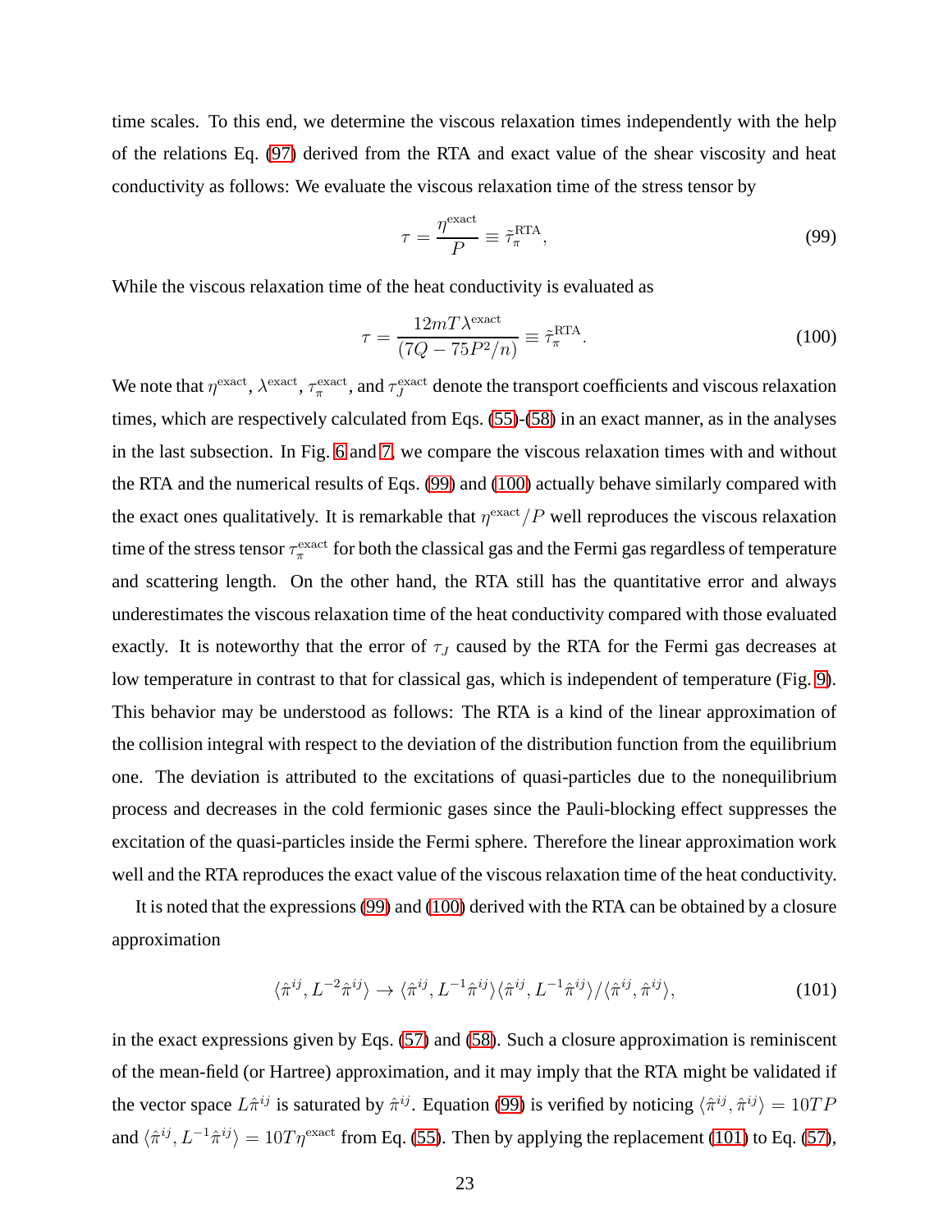time scales. To this end, we determine the viscous relaxation times independently with the help of the relations Eq. (97) derived from the RTA and exact value of the shear viscosity and heat conductivity as follows: We evaluate the viscous relaxation time of the stress tensor by

$$\tau = \frac{\eta^{\text{exact}}}{P} \equiv \tilde{\tau}_\pi^{\text{RTA}}, \tag{99}$$

While the viscous relaxation time of the heat conductivity is evaluated as

$$\tau = \frac{12mT\lambda^{\text{exact}}}{(7Q - 75P^2/n)} \equiv \tilde{\tau}_\pi^{\text{RTA}}. \tag{100}$$

We note that $\eta^{\text{exact}}$, $\lambda^{\text{exact}}$, $\tau_\pi^{\text{exact}}$, and $\tau_J^{\text{exact}}$ denote the transport coefficients and viscous relaxation times, which are respectively calculated from Eqs. (55)-(58) in an exact manner, as in the analyses in the last subsection. In Fig. 6 and 7, we compare the viscous relaxation times with and without the RTA and the numerical results of Eqs. (99) and (100) actually behave similarly compared with the exact ones qualitatively. It is remarkable that $\eta^{\text{exact}}/P$ well reproduces the viscous relaxation time of the stress tensor $\tau_\pi^{\text{exact}}$ for both the classical gas and the Fermi gas regardless of temperature and scattering length. On the other hand, the RTA still has the quantitative error and always underestimates the viscous relaxation time of the heat conductivity compared with those evaluated exactly. It is noteworthy that the error of $\tau_J$ caused by the RTA for the Fermi gas decreases at low temperature in contrast to that for classical gas, which is independent of temperature (Fig. 9). This behavior may be understood as follows: The RTA is a kind of the linear approximation of the collision integral with respect to the deviation of the distribution function from the equilibrium one. The deviation is attributed to the excitations of quasi-particles due to the nonequilibrium process and decreases in the cold fermionic gases since the Pauli-blocking effect suppresses the excitation of the quasi-particles inside the Fermi sphere. Therefore the linear approximation work well and the RTA reproduces the exact value of the viscous relaxation time of the heat conductivity.

It is noted that the expressions (99) and (100) derived with the RTA can be obtained by a closure approximation

$$\langle \hat{\pi}^{ij}, L^{-2}\hat{\pi}^{ij} \rangle \to \langle \hat{\pi}^{ij}, L^{-1}\hat{\pi}^{ij} \rangle \langle \hat{\pi}^{ij}, L^{-1}\hat{\pi}^{ij} \rangle / \langle \hat{\pi}^{ij}, \hat{\pi}^{ij} \rangle, \tag{101}$$

in the exact expressions given by Eqs. (57) and (58). Such a closure approximation is reminiscent of the mean-field (or Hartree) approximation, and it may imply that the RTA might be validated if the vector space $L\hat{\pi}^{ij}$ is saturated by $\hat{\pi}^{ij}$. Equation (99) is verified by noticing $\langle \hat{\pi}^{ij}, \hat{\pi}^{ij} \rangle = 10TP$ and $\langle \hat{\pi}^{ij}, L^{-1}\hat{\pi}^{ij} \rangle = 10T\eta^{\text{exact}}$ from Eq. (55). Then by applying the replacement (101) to Eq. (57),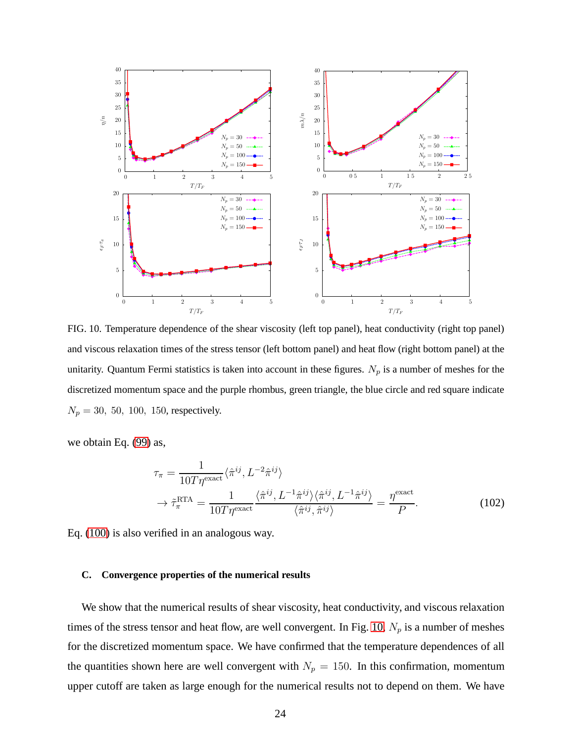FIG. 10. Temperature dependence of the shear viscosity (left top panel), heat conductivity (right top panel) and viscous relaxation times of the stress tensor (left bottom panel) and heat flow (right bottom panel) at the unitarity. Quantum Fermi statistics is taken into account in these figures. $N_p$ is a number of meshes for the discretized momentum space and the purple rhombus, green triangle, the blue circle and red square indicate $N_p = 30,\ 50,\ 100,\ 150$, respectively.

we obtain Eq. (99) as,

$$
\begin{aligned}
\tau_\pi &= \frac{1}{10T\eta^{\text{exact}}}\langle \hat{\pi}^{ij}, L^{-2}\hat{\pi}^{ij}\rangle \\
&\to \tilde{\tau}_\pi^{\text{RTA}} = \frac{1}{10T\eta^{\text{exact}}}\frac{\langle \hat{\pi}^{ij}, L^{-1}\hat{\pi}^{ij}\rangle\langle \hat{\pi}^{ij}, L^{-1}\hat{\pi}^{ij}\rangle}{\langle \hat{\pi}^{ij}, \hat{\pi}^{ij}\rangle} = \frac{\eta^{\text{exact}}}{P}.
\end{aligned}
\tag{102}
$$

Eq. (100) is also verified in an analogous way.

### C. Convergence properties of the numerical results

We show that the numerical results of shear viscosity, heat conductivity, and viscous relaxation times of the stress tensor and heat flow, are well convergent. In Fig. 10, $N_p$ is a number of meshes for the discretized momentum space. We have confirmed that the temperature dependences of all the quantities shown here are well convergent with $N_p = 150$. In this confirmation, momentum upper cutoff are taken as large enough for the numerical results not to depend on them. We have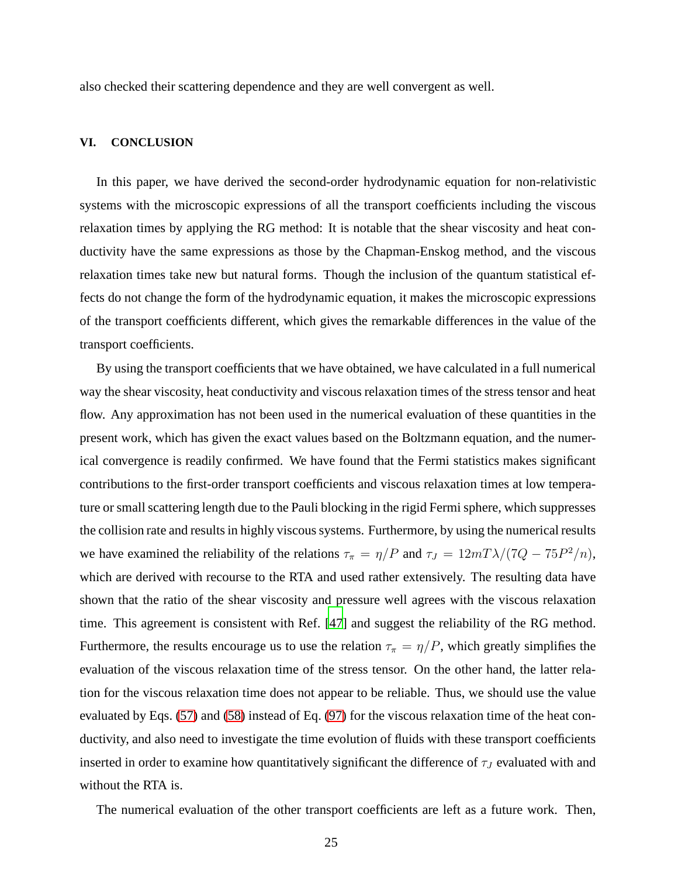also checked their scattering dependence and they are well convergent as well.

## VI. CONCLUSION

In this paper, we have derived the second-order hydrodynamic equation for non-relativistic systems with the microscopic expressions of all the transport coefficients including the viscous relaxation times by applying the RG method: It is notable that the shear viscosity and heat conductivity have the same expressions as those by the Chapman-Enskog method, and the viscous relaxation times take new but natural forms. Though the inclusion of the quantum statistical effects do not change the form of the hydrodynamic equation, it makes the microscopic expressions of the transport coefficients different, which gives the remarkable differences in the value of the transport coefficients.

By using the transport coefficients that we have obtained, we have calculated in a full numerical way the shear viscosity, heat conductivity and viscous relaxation times of the stress tensor and heat flow. Any approximation has not been used in the numerical evaluation of these quantities in the present work, which has given the exact values based on the Boltzmann equation, and the numerical convergence is readily confirmed. We have found that the Fermi statistics makes significant contributions to the first-order transport coefficients and viscous relaxation times at low temperature or small scattering length due to the Pauli blocking in the rigid Fermi sphere, which suppresses the collision rate and results in highly viscous systems. Furthermore, by using the numerical results we have examined the reliability of the relations $\tau_\pi = \eta/P$ and $\tau_J = 12mT\lambda/(7Q - 75P^2/n)$, which are derived with recourse to the RTA and used rather extensively. The resulting data have shown that the ratio of the shear viscosity and pressure well agrees with the viscous relaxation time. This agreement is consistent with Ref. [47] and suggest the reliability of the RG method. Furthermore, the results encourage us to use the relation $\tau_\pi = \eta/P$, which greatly simplifies the evaluation of the viscous relaxation time of the stress tensor. On the other hand, the latter relation for the viscous relaxation time does not appear to be reliable. Thus, we should use the value evaluated by Eqs. (57) and (58) instead of Eq. (97) for the viscous relaxation time of the heat conductivity, and also need to investigate the time evolution of fluids with these transport coefficients inserted in order to examine how quantitatively significant the difference of $\tau_J$ evaluated with and without the RTA is.

The numerical evaluation of the other transport coefficients are left as a future work. Then,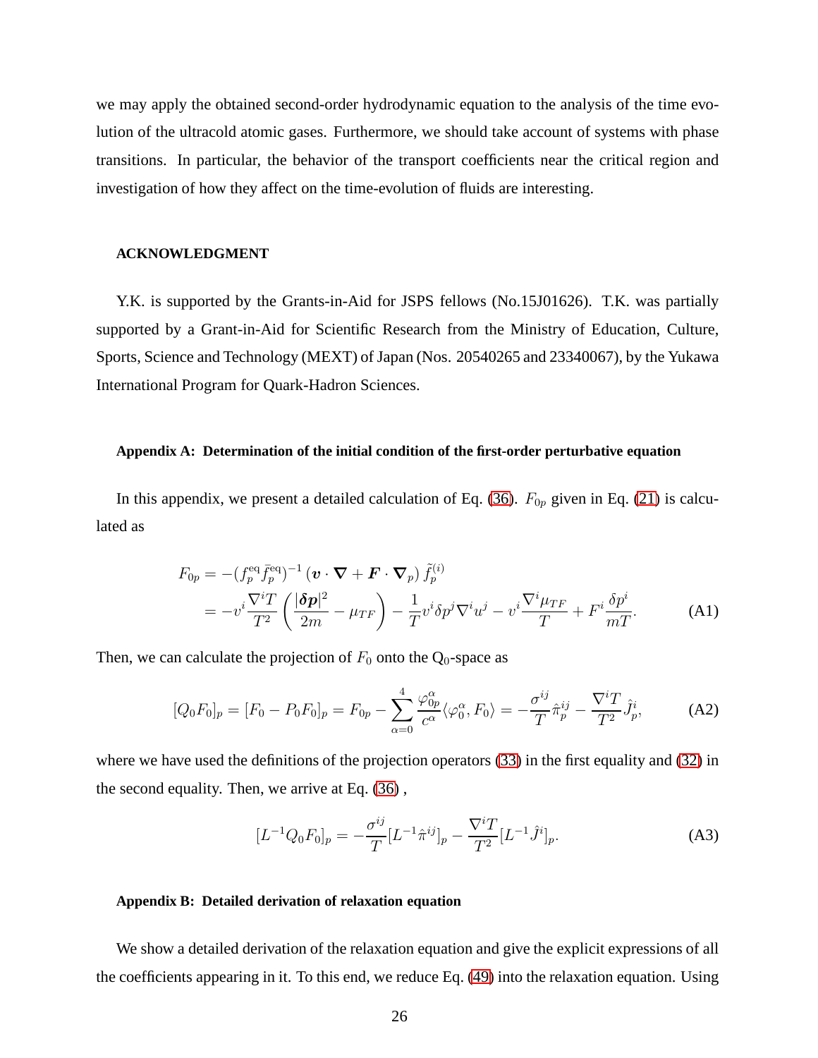we may apply the obtained second-order hydrodynamic equation to the analysis of the time evolution of the ultracold atomic gases. Furthermore, we should take account of systems with phase transitions. In particular, the behavior of the transport coefficients near the critical region and investigation of how they affect on the time-evolution of fluids are interesting.

#### ACKNOWLEDGMENT

Y.K. is supported by the Grants-in-Aid for JSPS fellows (No.15J01626). T.K. was partially supported by a Grant-in-Aid for Scientific Research from the Ministry of Education, Culture, Sports, Science and Technology (MEXT) of Japan (Nos. 20540265 and 23340067), by the Yukawa International Program for Quark-Hadron Sciences.

#### Appendix A: Determination of the initial condition of the first-order perturbative equation

In this appendix, we present a detailed calculation of Eq. (36). $F_{0p}$ given in Eq. (21) is calculated as

$$
\begin{aligned}
F_{0p} &= -(f_p^{\mathrm{eq}}\tilde{f}_p^{\mathrm{eq}})^{-1}\left(\boldsymbol{v}\cdot\boldsymbol{\nabla}+\boldsymbol{F}\cdot\boldsymbol{\nabla}_p\right)\tilde{f}_p^{(i)} \\
&= -v^i\frac{\nabla^i T}{T^2}\left(\frac{|\boldsymbol{\delta p}|^2}{2m}-\mu_{TF}\right)-\frac{1}{T}v^i\delta p^j\nabla^i u^j - v^i\frac{\nabla^i\mu_{TF}}{T}+F^i\frac{\delta p^i}{mT}.
\end{aligned}
\tag{A1}
$$

Then, we can calculate the projection of $F_0$ onto the $\mathrm{Q}_0$-space as

$$
[Q_0F_0]_p = [F_0 - P_0F_0]_p = F_{0p} - \sum_{\alpha=0}^{4}\frac{\varphi_{0p}^{\alpha}}{c^{\alpha}}\langle\varphi_0^{\alpha},F_0\rangle = -\frac{\sigma^{ij}}{T}\hat{\pi}_p^{ij} - \frac{\nabla^i T}{T^2}\hat{J}_p^i,
\tag{A2}
$$

where we have used the definitions of the projection operators (33) in the first equality and (32) in the second equality. Then, we arrive at Eq. (36) ,

$$
[L^{-1}Q_0F_0]_p = -\frac{\sigma^{ij}}{T}[L^{-1}\hat{\pi}^{ij}]_p - \frac{\nabla^i T}{T^2}[L^{-1}\hat{J}^i]_p.
\tag{A3}
$$

#### Appendix B: Detailed derivation of relaxation equation

We show a detailed derivation of the relaxation equation and give the explicit expressions of all the coefficients appearing in it. To this end, we reduce Eq. (49) into the relaxation equation. Using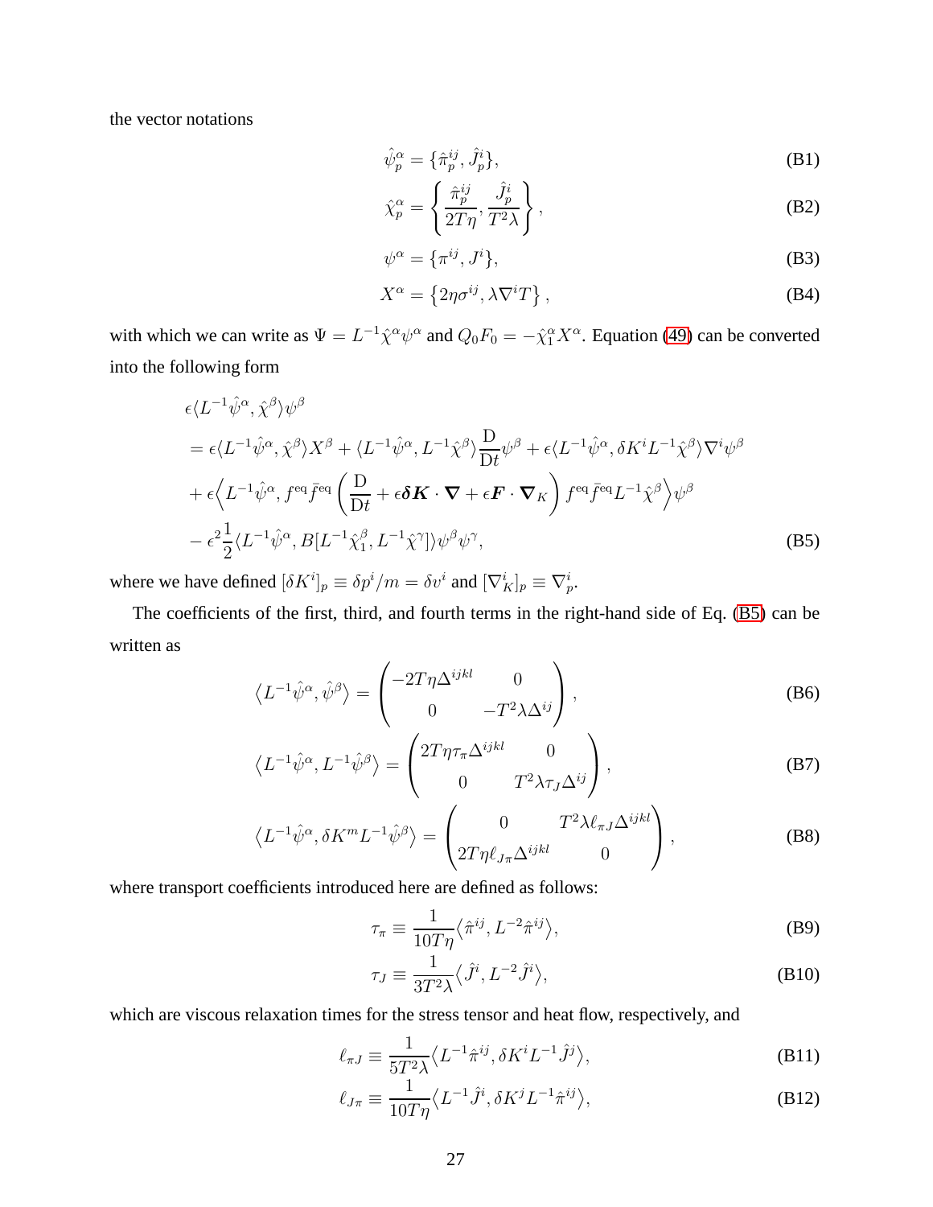the vector notations

$$\hat{\psi}_p^\alpha = \{\hat{\pi}_p^{ij}, \hat{J}_p^i\}, \tag{B1}$$

$$\hat{\chi}_p^\alpha = \left\{ \frac{\hat{\pi}_p^{ij}}{2T\eta}, \frac{\hat{J}_p^i}{T^2\lambda} \right\}, \tag{B2}$$

$$\psi^\alpha = \{\pi^{ij}, J^i\}, \tag{B3}$$

$$X^\alpha = \left\{2\eta\sigma^{ij}, \lambda\nabla^i T\right\}, \tag{B4}$$

with which we can write as $\Psi = L^{-1}\hat{\chi}^\alpha\psi^\alpha$ and $Q_0 F_0 = -\hat{\chi}_1^\alpha X^\alpha$. Equation (49) can be converted into the following form

$$\begin{aligned}
&\epsilon\langle L^{-1}\hat{\psi}^\alpha, \hat{\chi}^\beta\rangle\psi^\beta \\
&= \epsilon\langle L^{-1}\hat{\psi}^\alpha, \hat{\chi}^\beta\rangle X^\beta + \langle L^{-1}\hat{\psi}^\alpha, L^{-1}\hat{\chi}^\beta\rangle \frac{\mathrm{D}}{\mathrm{D}t}\psi^\beta + \epsilon\langle L^{-1}\hat{\psi}^\alpha, \delta K^i L^{-1}\hat{\chi}^\beta\rangle \nabla^i\psi^\beta \\
&+ \epsilon\Big\langle L^{-1}\hat{\psi}^\alpha, f^{\mathrm{eq}}\bar{f}^{\mathrm{eq}}\left(\frac{\mathrm{D}}{\mathrm{D}t} + \epsilon\boldsymbol{\delta K}\cdot\boldsymbol{\nabla} + \epsilon\boldsymbol{F}\cdot\boldsymbol{\nabla}_K\right) f^{\mathrm{eq}}\bar{f}^{\mathrm{eq}} L^{-1}\hat{\chi}^\beta\Big\rangle\psi^\beta \\
&- \epsilon^2\frac{1}{2}\langle L^{-1}\hat{\psi}^\alpha, B[L^{-1}\hat{\chi}_1^\beta, L^{-1}\hat{\chi}^\gamma]\rangle\psi^\beta\psi^\gamma,
\end{aligned} \tag{B5}$$

where we have defined $[\delta K^i]_p \equiv \delta p^i/m = \delta v^i$ and $[\nabla_K^i]_p \equiv \nabla_p^i$.

The coefficients of the first, third, and fourth terms in the right-hand side of Eq. (B5) can be written as

$$\left\langle L^{-1}\hat{\psi}^\alpha, \hat{\psi}^\beta\right\rangle = \begin{pmatrix} -2T\eta\Delta^{ijkl} & 0 \\ 0 & -T^2\lambda\Delta^{ij} \end{pmatrix}, \tag{B6}$$

$$\left\langle L^{-1}\hat{\psi}^\alpha, L^{-1}\hat{\psi}^\beta\right\rangle = \begin{pmatrix} 2T\eta\tau_\pi\Delta^{ijkl} & 0 \\ 0 & T^2\lambda\tau_J\Delta^{ij} \end{pmatrix}, \tag{B7}$$

$$\left\langle L^{-1}\hat{\psi}^\alpha, \delta K^m L^{-1}\hat{\psi}^\beta\right\rangle = \begin{pmatrix} 0 & T^2\lambda\ell_{\pi J}\Delta^{ijkl} \\ 2T\eta\ell_{J\pi}\Delta^{ijkl} & 0 \end{pmatrix}, \tag{B8}$$

where transport coefficients introduced here are defined as follows:

$$\tau_\pi \equiv \frac{1}{10T\eta}\left\langle\hat{\pi}^{ij}, L^{-2}\hat{\pi}^{ij}\right\rangle, \tag{B9}$$

$$\tau_J \equiv \frac{1}{3T^2\lambda}\left\langle\hat{J}^i, L^{-2}\hat{J}^i\right\rangle, \tag{B10}$$

which are viscous relaxation times for the stress tensor and heat flow, respectively, and

$$\ell_{\pi J} \equiv \frac{1}{5T^2\lambda}\left\langle L^{-1}\hat{\pi}^{ij}, \delta K^i L^{-1}\hat{J}^j\right\rangle, \tag{B11}$$

$$\ell_{J\pi} \equiv \frac{1}{10T\eta}\left\langle L^{-1}\hat{J}^i, \delta K^j L^{-1}\hat{\pi}^{ij}\right\rangle, \tag{B12}$$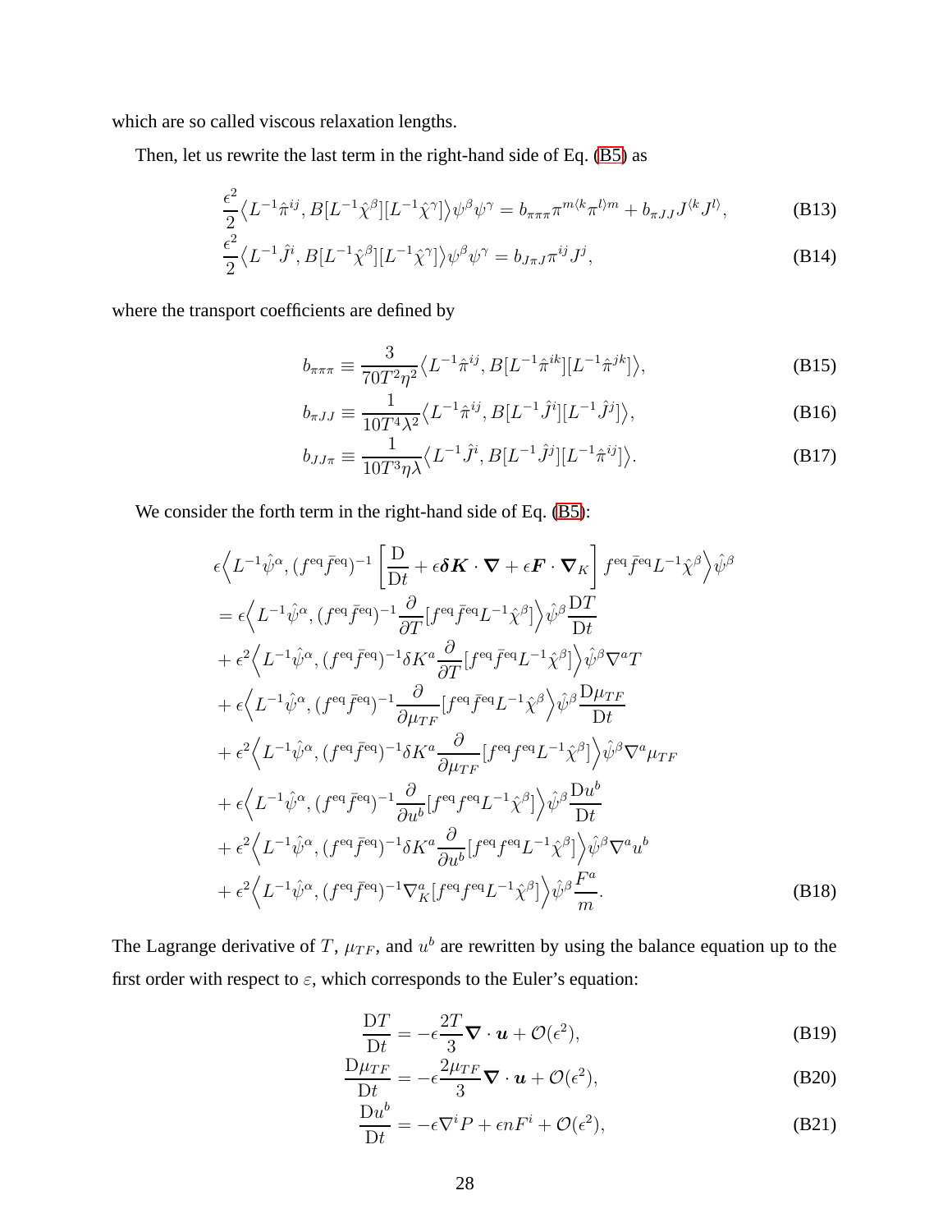which are so called viscous relaxation lengths.

Then, let us rewrite the last term in the right-hand side of Eq. (B5) as

$$\frac{\epsilon^2}{2}\big\langle L^{-1}\hat{\pi}^{ij}, B[L^{-1}\hat{\chi}^{\beta}][L^{-1}\hat{\chi}^{\gamma}]\big\rangle \psi^{\beta}\psi^{\gamma} = b_{\pi\pi\pi}\pi^{m\langle k}\pi^{l\rangle m} + b_{\pi JJ}J^{\langle k}J^{l\rangle}, \tag{B13}$$

$$\frac{\epsilon^2}{2}\big\langle L^{-1}\hat{J}^{i}, B[L^{-1}\hat{\chi}^{\beta}][L^{-1}\hat{\chi}^{\gamma}]\big\rangle \psi^{\beta}\psi^{\gamma} = b_{J\pi J}\pi^{ij}J^{j}, \tag{B14}$$

where the transport coefficients are defined by

$$b_{\pi\pi\pi} \equiv \frac{3}{70T^2\eta^2}\big\langle L^{-1}\hat{\pi}^{ij}, B[L^{-1}\hat{\pi}^{ik}][L^{-1}\hat{\pi}^{jk}]\big\rangle, \tag{B15}$$

$$b_{\pi JJ} \equiv \frac{1}{10T^4\lambda^2}\big\langle L^{-1}\hat{\pi}^{ij}, B[L^{-1}\hat{J}^{i}][L^{-1}\hat{J}^{j}]\big\rangle, \tag{B16}$$

$$b_{JJ\pi} \equiv \frac{1}{10T^3\eta\lambda}\big\langle L^{-1}\hat{J}^{i}, B[L^{-1}\hat{J}^{j}][L^{-1}\hat{\pi}^{ij}]\big\rangle. \tag{B17}$$

We consider the forth term in the right-hand side of Eq. (B5):

$$\begin{aligned}
&\epsilon\Big\langle L^{-1}\hat{\psi}^{\alpha}, (f^{\rm eq}\bar{f}^{\rm eq})^{-1}\left[\frac{\rm D}{{\rm D}t} + \epsilon\boldsymbol{\delta K}\cdot\boldsymbol{\nabla} + \epsilon\boldsymbol{F}\cdot\boldsymbol{\nabla}_K\right] f^{\rm eq}\bar{f}^{\rm eq}L^{-1}\hat{\chi}^{\beta}\Big\rangle\hat{\psi}^{\beta} \\
&= \epsilon\Big\langle L^{-1}\hat{\psi}^{\alpha}, (f^{\rm eq}\bar{f}^{\rm eq})^{-1}\frac{\partial}{\partial T}[f^{\rm eq}\bar{f}^{\rm eq}L^{-1}\hat{\chi}^{\beta}]\Big\rangle\hat{\psi}^{\beta}\frac{{\rm D}T}{{\rm D}t} \\
&+ \epsilon^2\Big\langle L^{-1}\hat{\psi}^{\alpha}, (f^{\rm eq}\bar{f}^{\rm eq})^{-1}\delta K^a\frac{\partial}{\partial T}[f^{\rm eq}\bar{f}^{\rm eq}L^{-1}\hat{\chi}^{\beta}]\Big\rangle\hat{\psi}^{\beta}\nabla^a T \\
&+ \epsilon\Big\langle L^{-1}\hat{\psi}^{\alpha}, (f^{\rm eq}\bar{f}^{\rm eq})^{-1}\frac{\partial}{\partial \mu_{TF}}[f^{\rm eq}\bar{f}^{\rm eq}L^{-1}\hat{\chi}^{\beta}\Big\rangle\hat{\psi}^{\beta}\frac{{\rm D}\mu_{TF}}{{\rm D}t} \\
&+ \epsilon^2\Big\langle L^{-1}\hat{\psi}^{\alpha}, (f^{\rm eq}\bar{f}^{\rm eq})^{-1}\delta K^a\frac{\partial}{\partial \mu_{TF}}[f^{\rm eq}f^{\rm eq}L^{-1}\hat{\chi}^{\beta}]\Big\rangle\hat{\psi}^{\beta}\nabla^a\mu_{TF} \\
&+ \epsilon\Big\langle L^{-1}\hat{\psi}^{\alpha}, (f^{\rm eq}\bar{f}^{\rm eq})^{-1}\frac{\partial}{\partial u^b}[f^{\rm eq}f^{\rm eq}L^{-1}\hat{\chi}^{\beta}]\Big\rangle\hat{\psi}^{\beta}\frac{{\rm D}u^b}{{\rm D}t} \\
&+ \epsilon^2\Big\langle L^{-1}\hat{\psi}^{\alpha}, (f^{\rm eq}\bar{f}^{\rm eq})^{-1}\delta K^a\frac{\partial}{\partial u^b}[f^{\rm eq}f^{\rm eq}L^{-1}\hat{\chi}^{\beta}]\Big\rangle\hat{\psi}^{\beta}\nabla^a u^b \\
&+ \epsilon^2\Big\langle L^{-1}\hat{\psi}^{\alpha}, (f^{\rm eq}\bar{f}^{\rm eq})^{-1}\nabla_K^a[f^{\rm eq}f^{\rm eq}L^{-1}\hat{\chi}^{\beta}]\Big\rangle\hat{\psi}^{\beta}\frac{F^a}{m}.
\end{aligned} \tag{B18}$$

The Lagrange derivative of $T$, $\mu_{TF}$, and $u^b$ are rewritten by using the balance equation up to the first order with respect to $\varepsilon$, which corresponds to the Euler's equation:

$$\frac{{\rm D}T}{{\rm D}t} = -\epsilon\frac{2T}{3}\boldsymbol{\nabla}\cdot\boldsymbol{u} + \mathcal{O}(\epsilon^2), \tag{B19}$$

$$\frac{{\rm D}\mu_{TF}}{{\rm D}t} = -\epsilon\frac{2\mu_{TF}}{3}\boldsymbol{\nabla}\cdot\boldsymbol{u} + \mathcal{O}(\epsilon^2), \tag{B20}$$

$$\frac{{\rm D}u^b}{{\rm D}t} = -\epsilon\nabla^i P + \epsilon nF^i + \mathcal{O}(\epsilon^2), \tag{B21}$$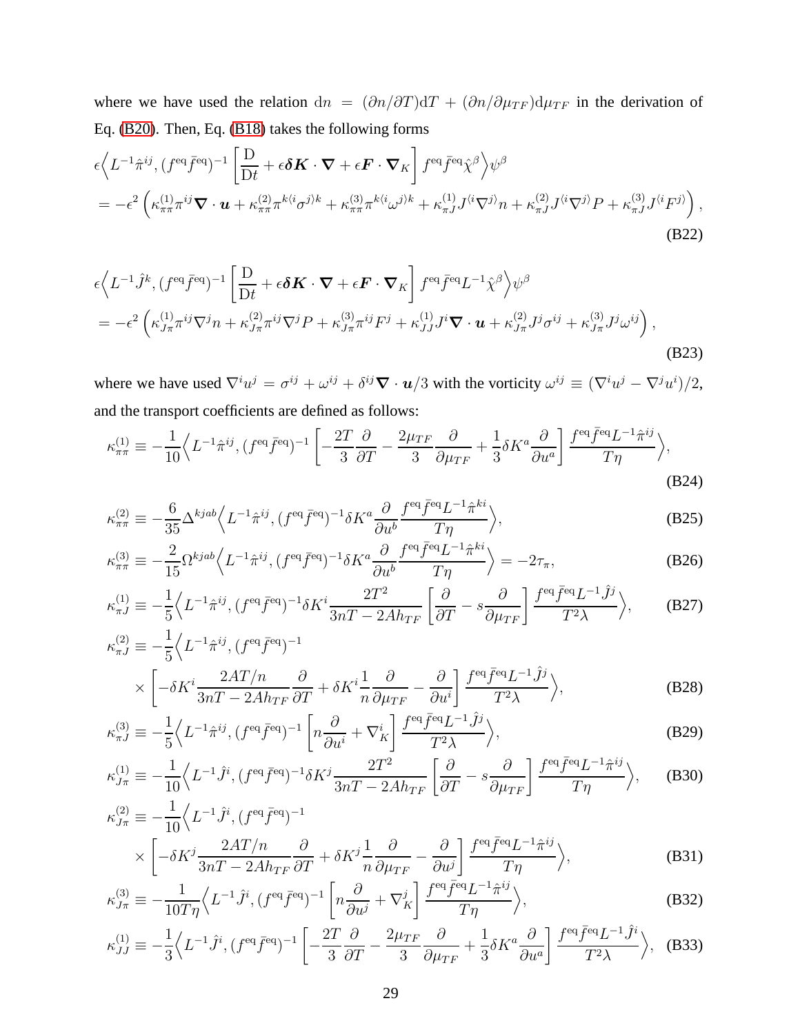where we have used the relation $\mathrm{d}n = (\partial n/\partial T)\mathrm{d}T + (\partial n/\partial \mu_{TF})\mathrm{d}\mu_{TF}$ in the derivation of Eq. (B20). Then, Eq. (B18) takes the following forms

$$\epsilon\Big\langle L^{-1}\hat{\pi}^{ij}, (f^{\mathrm{eq}}\bar{f}^{\mathrm{eq}})^{-1}\left[\frac{\mathrm{D}}{\mathrm{D}t} + \epsilon\boldsymbol{\delta K}\cdot\boldsymbol{\nabla} + \epsilon\boldsymbol{F}\cdot\boldsymbol{\nabla}_K\right] f^{\mathrm{eq}}\bar{f}^{\mathrm{eq}}\hat{\chi}^{\beta}\Big\rangle\psi^{\beta}$$
$$= -\epsilon^2\left(\kappa^{(1)}_{\pi\pi}\pi^{ij}\boldsymbol{\nabla}\cdot\boldsymbol{u} + \kappa^{(2)}_{\pi\pi}\pi^{k\langle i}\sigma^{j\rangle k} + \kappa^{(3)}_{\pi\pi}\pi^{k\langle i}\omega^{j\rangle k} + \kappa^{(1)}_{\pi J}J^{\langle i}\nabla^{j\rangle}n + \kappa^{(2)}_{\pi J}J^{\langle i}\nabla^{j\rangle}P + \kappa^{(3)}_{\pi J}J^{\langle i}F^{j\rangle}\right), \tag{B22}$$

$$\epsilon\Big\langle L^{-1}\hat{J}^{k}, (f^{\mathrm{eq}}\bar{f}^{\mathrm{eq}})^{-1}\left[\frac{\mathrm{D}}{\mathrm{D}t} + \epsilon\boldsymbol{\delta K}\cdot\boldsymbol{\nabla} + \epsilon\boldsymbol{F}\cdot\boldsymbol{\nabla}_K\right] f^{\mathrm{eq}}\bar{f}^{\mathrm{eq}}L^{-1}\hat{\chi}^{\beta}\Big\rangle\psi^{\beta}$$
$$= -\epsilon^2\left(\kappa^{(1)}_{J\pi}\pi^{ij}\nabla^{j}n + \kappa^{(2)}_{J\pi}\pi^{ij}\nabla^{j}P + \kappa^{(3)}_{J\pi}\pi^{ij}F^{j} + \kappa^{(1)}_{JJ}J^{i}\boldsymbol{\nabla}\cdot\boldsymbol{u} + \kappa^{(2)}_{J\pi}J^{j}\sigma^{ij} + \kappa^{(3)}_{J\pi}J^{j}\omega^{ij}\right), \tag{B23}$$

where we have used $\nabla^i u^j = \sigma^{ij} + \omega^{ij} + \delta^{ij}\boldsymbol{\nabla}\cdot\boldsymbol{u}/3$ with the vorticity $\omega^{ij} \equiv (\nabla^i u^j - \nabla^j u^i)/2$, and the transport coefficients are defined as follows:

$$\kappa^{(1)}_{\pi\pi} \equiv -\frac{1}{10}\Big\langle L^{-1}\hat{\pi}^{ij}, (f^{\mathrm{eq}}\bar{f}^{\mathrm{eq}})^{-1}\left[-\frac{2T}{3}\frac{\partial}{\partial T} - \frac{2\mu_{TF}}{3}\frac{\partial}{\partial \mu_{TF}} + \frac{1}{3}\delta K^a\frac{\partial}{\partial u^a}\right]\frac{f^{\mathrm{eq}}\bar{f}^{\mathrm{eq}}L^{-1}\hat{\pi}^{ij}}{T\eta}\Big\rangle, \tag{B24}$$

$$\kappa^{(2)}_{\pi\pi} \equiv -\frac{6}{35}\Delta^{kjab}\Big\langle L^{-1}\hat{\pi}^{ij}, (f^{\mathrm{eq}}\bar{f}^{\mathrm{eq}})^{-1}\delta K^a\frac{\partial}{\partial u^b}\frac{f^{\mathrm{eq}}\bar{f}^{\mathrm{eq}}L^{-1}\hat{\pi}^{ki}}{T\eta}\Big\rangle, \tag{B25}$$

$$\kappa^{(3)}_{\pi\pi} \equiv -\frac{2}{15}\Omega^{kjab}\Big\langle L^{-1}\hat{\pi}^{ij}, (f^{\mathrm{eq}}\bar{f}^{\mathrm{eq}})^{-1}\delta K^a\frac{\partial}{\partial u^b}\frac{f^{\mathrm{eq}}\bar{f}^{\mathrm{eq}}L^{-1}\hat{\pi}^{ki}}{T\eta}\Big\rangle = -2\tau_\pi, \tag{B26}$$

$$\kappa^{(1)}_{\pi J} \equiv -\frac{1}{5}\Big\langle L^{-1}\hat{\pi}^{ij}, (f^{\mathrm{eq}}\bar{f}^{\mathrm{eq}})^{-1}\delta K^i\frac{2T^2}{3nT - 2Ah_{TF}}\left[\frac{\partial}{\partial T} - s\frac{\partial}{\partial \mu_{TF}}\right]\frac{f^{\mathrm{eq}}\bar{f}^{\mathrm{eq}}L^{-1}\hat{J}^{j}}{T^2\lambda}\Big\rangle, \tag{B27}$$

$$\kappa^{(2)}_{\pi J} \equiv -\frac{1}{5}\Big\langle L^{-1}\hat{\pi}^{ij}, (f^{\mathrm{eq}}\bar{f}^{\mathrm{eq}})^{-1}$$
$$\times\left[-\delta K^i\frac{2AT/n}{3nT - 2Ah_{TF}}\frac{\partial}{\partial T} + \delta K^i\frac{1}{n}\frac{\partial}{\partial \mu_{TF}} - \frac{\partial}{\partial u^i}\right]\frac{f^{\mathrm{eq}}\bar{f}^{\mathrm{eq}}L^{-1}\hat{J}^{j}}{T^2\lambda}\Big\rangle, \tag{B28}$$

$$\kappa^{(3)}_{\pi J} \equiv -\frac{1}{5}\Big\langle L^{-1}\hat{\pi}^{ij}, (f^{\mathrm{eq}}\bar{f}^{\mathrm{eq}})^{-1}\left[n\frac{\partial}{\partial u^i} + \nabla^i_K\right]\frac{f^{\mathrm{eq}}\bar{f}^{\mathrm{eq}}L^{-1}\hat{J}^{j}}{T^2\lambda}\Big\rangle, \tag{B29}$$

$$\kappa^{(1)}_{J\pi} \equiv -\frac{1}{10}\Big\langle L^{-1}\hat{J}^{i}, (f^{\mathrm{eq}}\bar{f}^{\mathrm{eq}})^{-1}\delta K^j\frac{2T^2}{3nT - 2Ah_{TF}}\left[\frac{\partial}{\partial T} - s\frac{\partial}{\partial \mu_{TF}}\right]\frac{f^{\mathrm{eq}}\bar{f}^{\mathrm{eq}}L^{-1}\hat{\pi}^{ij}}{T\eta}\Big\rangle, \tag{B30}$$

$$\kappa^{(2)}_{J\pi} \equiv -\frac{1}{10}\Big\langle L^{-1}\hat{J}^{i}, (f^{\mathrm{eq}}\bar{f}^{\mathrm{eq}})^{-1}$$
$$\times\left[-\delta K^j\frac{2AT/n}{3nT - 2Ah_{TF}}\frac{\partial}{\partial T} + \delta K^j\frac{1}{n}\frac{\partial}{\partial \mu_{TF}} - \frac{\partial}{\partial u^j}\right]\frac{f^{\mathrm{eq}}\bar{f}^{\mathrm{eq}}L^{-1}\hat{\pi}^{ij}}{T\eta}\Big\rangle, \tag{B31}$$

$$\kappa^{(3)}_{J\pi} \equiv -\frac{1}{10T\eta}\Big\langle L^{-1}\hat{J}^{i}, (f^{\mathrm{eq}}\bar{f}^{\mathrm{eq}})^{-1}\left[n\frac{\partial}{\partial u^j} + \nabla^j_K\right]\frac{f^{\mathrm{eq}}\bar{f}^{\mathrm{eq}}L^{-1}\hat{\pi}^{ij}}{T\eta}\Big\rangle, \tag{B32}$$

$$\kappa^{(1)}_{JJ} \equiv -\frac{1}{3}\Big\langle L^{-1}\hat{J}^{i}, (f^{\mathrm{eq}}\bar{f}^{\mathrm{eq}})^{-1}\left[-\frac{2T}{3}\frac{\partial}{\partial T} - \frac{2\mu_{TF}}{3}\frac{\partial}{\partial \mu_{TF}} + \frac{1}{3}\delta K^a\frac{\partial}{\partial u^a}\right]\frac{f^{\mathrm{eq}}\bar{f}^{\mathrm{eq}}L^{-1}\hat{J}^{i}}{T^2\lambda}\Big\rangle, \tag{B33}$$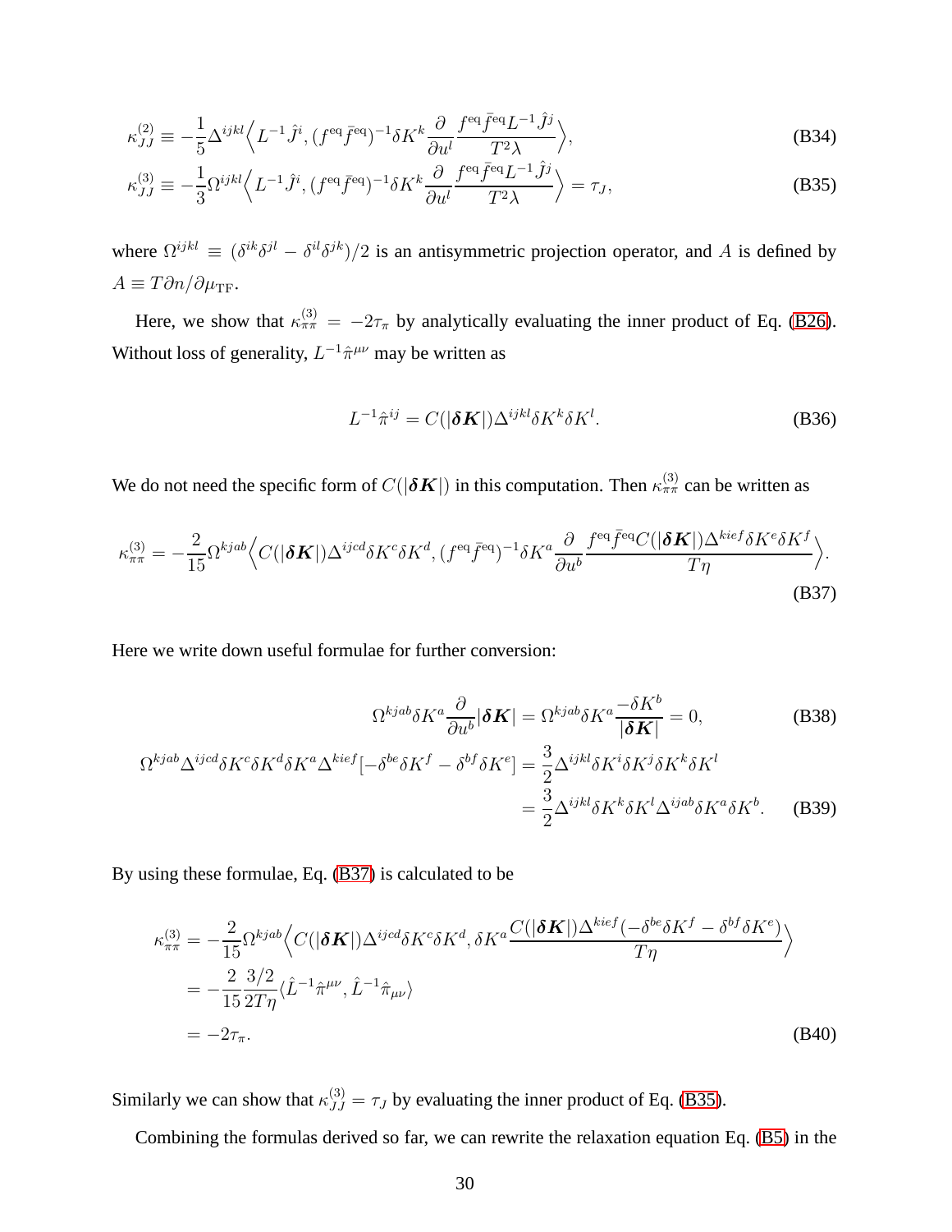$$\kappa_{JJ}^{(2)} \equiv -\frac{1}{5}\Delta^{ijkl}\Big\langle L^{-1}\hat{J}^i, (f^{\rm eq}\bar{f}^{\rm eq})^{-1}\delta K^k \frac{\partial}{\partial u^l}\frac{f^{\rm eq}\bar{f}^{\rm eq}L^{-1}\hat{J}^j}{T^2\lambda}\Big\rangle, \tag{B34}$$

$$\kappa_{JJ}^{(3)} \equiv -\frac{1}{3}\Omega^{ijkl}\Big\langle L^{-1}\hat{J}^i, (f^{\rm eq}\bar{f}^{\rm eq})^{-1}\delta K^k \frac{\partial}{\partial u^l}\frac{f^{\rm eq}\bar{f}^{\rm eq}L^{-1}\hat{J}^j}{T^2\lambda}\Big\rangle = \tau_J, \tag{B35}$$

where $\Omega^{ijkl} \equiv (\delta^{ik}\delta^{jl} - \delta^{il}\delta^{jk})/2$ is an antisymmetric projection operator, and $A$ is defined by $A \equiv T\partial n/\partial\mu_{\rm TF}$.

Here, we show that $\kappa_{\pi\pi}^{(3)} = -2\tau_\pi$ by analytically evaluating the inner product of Eq. (B26). Without loss of generality, $L^{-1}\hat{\pi}^{\mu\nu}$ may be written as

$$L^{-1}\hat{\pi}^{ij} = C(|\boldsymbol{\delta K}|)\Delta^{ijkl}\delta K^k\delta K^l. \tag{B36}$$

We do not need the specific form of $C(|\boldsymbol{\delta K}|)$ in this computation. Then $\kappa_{\pi\pi}^{(3)}$ can be written as

$$\kappa_{\pi\pi}^{(3)} = -\frac{2}{15}\Omega^{kjab}\Big\langle C(|\boldsymbol{\delta K}|)\Delta^{ijcd}\delta K^c\delta K^d, (f^{\rm eq}\bar{f}^{\rm eq})^{-1}\delta K^a\frac{\partial}{\partial u^b}\frac{f^{\rm eq}\bar{f}^{\rm eq}C(|\boldsymbol{\delta K}|)\Delta^{kief}\delta K^e\delta K^f}{T\eta}\Big\rangle. \tag{B37}$$

Here we write down useful formulae for further conversion:

$$\Omega^{kjab}\delta K^a\frac{\partial}{\partial u^b}|\boldsymbol{\delta K}| = \Omega^{kjab}\delta K^a\frac{-\delta K^b}{|\boldsymbol{\delta K}|} = 0, \tag{B38}$$

$$\begin{aligned}
\Omega^{kjab}\Delta^{ijcd}\delta K^c\delta K^d\delta K^a\Delta^{kief}[-\delta^{be}\delta K^f - \delta^{bf}\delta K^e] &= \frac{3}{2}\Delta^{ijkl}\delta K^i\delta K^j\delta K^k\delta K^l \\
&= \frac{3}{2}\Delta^{ijkl}\delta K^k\delta K^l\Delta^{ijab}\delta K^a\delta K^b.
\end{aligned} \tag{B39}$$

By using these formulae, Eq. (B37) is calculated to be

$$\begin{aligned}
\kappa_{\pi\pi}^{(3)} &= -\frac{2}{15}\Omega^{kjab}\Big\langle C(|\boldsymbol{\delta K}|)\Delta^{ijcd}\delta K^c\delta K^d, \delta K^a\frac{C(|\boldsymbol{\delta K}|)\Delta^{kief}(-\delta^{be}\delta K^f - \delta^{bf}\delta K^e)}{T\eta}\Big\rangle \\
&= -\frac{2}{15}\frac{3/2}{2T\eta}\langle\hat{L}^{-1}\hat{\pi}^{\mu\nu}, \hat{L}^{-1}\hat{\pi}_{\mu\nu}\rangle \\
&= -2\tau_\pi.
\end{aligned} \tag{B40}$$

Similarly we can show that $\kappa_{JJ}^{(3)} = \tau_J$ by evaluating the inner product of Eq. (B35).

Combining the formulas derived so far, we can rewrite the relaxation equation Eq. (B5) in the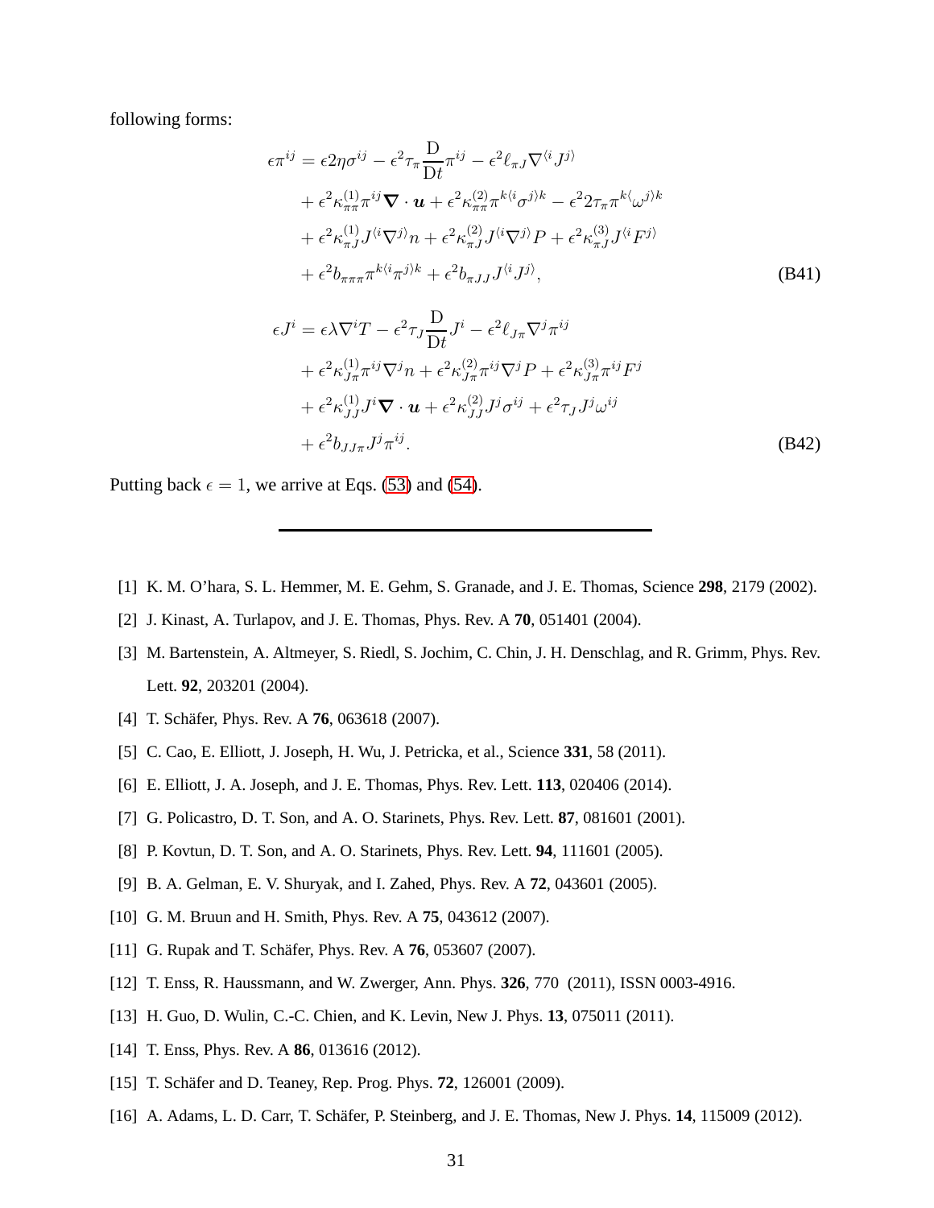following forms:

$$
\begin{aligned}
\epsilon \pi^{ij} = {} & \epsilon 2\eta \sigma^{ij} - \epsilon^2 \tau_\pi \frac{\mathrm{D}}{\mathrm{D}t}\pi^{ij} - \epsilon^2 \ell_{\pi J} \nabla^{\langle i} J^{j\rangle} \\
& + \epsilon^2 \kappa^{(1)}_{\pi\pi} \pi^{ij} \boldsymbol{\nabla}\cdot\boldsymbol{u} + \epsilon^2 \kappa^{(2)}_{\pi\pi} \pi^{k\langle i}\sigma^{j\rangle k} - \epsilon^2 2\tau_\pi \pi^{k\langle i}\omega^{j\rangle k} \\
& + \epsilon^2 \kappa^{(1)}_{\pi J} J^{\langle i}\nabla^{j\rangle} n + \epsilon^2 \kappa^{(2)}_{\pi J} J^{\langle i}\nabla^{j\rangle} P + \epsilon^2 \kappa^{(3)}_{\pi J} J^{\langle i} F^{j\rangle} \\
& + \epsilon^2 b_{\pi\pi\pi} \pi^{k\langle i}\pi^{j\rangle k} + \epsilon^2 b_{\pi J J} J^{\langle i} J^{j\rangle},
\end{aligned} \tag{B41}
$$

$$
\begin{aligned}
\epsilon J^{i} = {} & \epsilon \lambda \nabla^i T - \epsilon^2 \tau_J \frac{\mathrm{D}}{\mathrm{D}t} J^i - \epsilon^2 \ell_{J\pi} \nabla^j \pi^{ij} \\
& + \epsilon^2 \kappa^{(1)}_{J\pi} \pi^{ij}\nabla^j n + \epsilon^2 \kappa^{(2)}_{J\pi} \pi^{ij}\nabla^j P + \epsilon^2 \kappa^{(3)}_{J\pi} \pi^{ij} F^j \\
& + \epsilon^2 \kappa^{(1)}_{JJ} J^i \boldsymbol{\nabla}\cdot\boldsymbol{u} + \epsilon^2 \kappa^{(2)}_{JJ} J^j \sigma^{ij} + \epsilon^2 \tau_J J^j \omega^{ij} \\
& + \epsilon^2 b_{JJ\pi} J^j \pi^{ij}.
\end{aligned} \tag{B42}
$$

Putting back $\epsilon = 1$, we arrive at Eqs. (53) and (54).

---

[1] K. M. O'hara, S. L. Hemmer, M. E. Gehm, S. Granade, and J. E. Thomas, Science **298**, 2179 (2002).

[2] J. Kinast, A. Turlapov, and J. E. Thomas, Phys. Rev. A **70**, 051401 (2004).

[3] M. Bartenstein, A. Altmeyer, S. Riedl, S. Jochim, C. Chin, J. H. Denschlag, and R. Grimm, Phys. Rev. Lett. **92**, 203201 (2004).

[4] T. Schäfer, Phys. Rev. A **76**, 063618 (2007).

[5] C. Cao, E. Elliott, J. Joseph, H. Wu, J. Petricka, et al., Science **331**, 58 (2011).

[6] E. Elliott, J. A. Joseph, and J. E. Thomas, Phys. Rev. Lett. **113**, 020406 (2014).

[7] G. Policastro, D. T. Son, and A. O. Starinets, Phys. Rev. Lett. **87**, 081601 (2001).

[8] P. Kovtun, D. T. Son, and A. O. Starinets, Phys. Rev. Lett. **94**, 111601 (2005).

[9] B. A. Gelman, E. V. Shuryak, and I. Zahed, Phys. Rev. A **72**, 043601 (2005).

[10] G. M. Bruun and H. Smith, Phys. Rev. A **75**, 043612 (2007).

[11] G. Rupak and T. Schäfer, Phys. Rev. A **76**, 053607 (2007).

[12] T. Enss, R. Haussmann, and W. Zwerger, Ann. Phys. **326**, 770 (2011), ISSN 0003-4916.

[13] H. Guo, D. Wulin, C.-C. Chien, and K. Levin, New J. Phys. **13**, 075011 (2011).

[14] T. Enss, Phys. Rev. A **86**, 013616 (2012).

[15] T. Schäfer and D. Teaney, Rep. Prog. Phys. **72**, 126001 (2009).

[16] A. Adams, L. D. Carr, T. Schäfer, P. Steinberg, and J. E. Thomas, New J. Phys. **14**, 115009 (2012).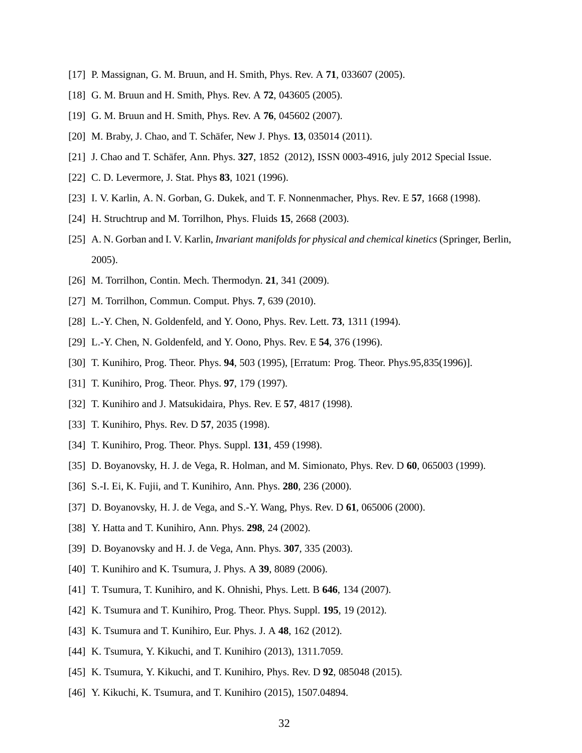[17] P. Massignan, G. M. Bruun, and H. Smith, Phys. Rev. A **71**, 033607 (2005).

[18] G. M. Bruun and H. Smith, Phys. Rev. A **72**, 043605 (2005).

[19] G. M. Bruun and H. Smith, Phys. Rev. A **76**, 045602 (2007).

[20] M. Braby, J. Chao, and T. Schäfer, New J. Phys. **13**, 035014 (2011).

[21] J. Chao and T. Schäfer, Ann. Phys. **327**, 1852 (2012), ISSN 0003-4916, july 2012 Special Issue.

[22] C. D. Levermore, J. Stat. Phys **83**, 1021 (1996).

[23] I. V. Karlin, A. N. Gorban, G. Dukek, and T. F. Nonnenmacher, Phys. Rev. E **57**, 1668 (1998).

[24] H. Struchtrup and M. Torrilhon, Phys. Fluids **15**, 2668 (2003).

[25] A. N. Gorban and I. V. Karlin, *Invariant manifolds for physical and chemical kinetics* (Springer, Berlin, 2005).

[26] M. Torrilhon, Contin. Mech. Thermodyn. **21**, 341 (2009).

[27] M. Torrilhon, Commun. Comput. Phys. **7**, 639 (2010).

[28] L.-Y. Chen, N. Goldenfeld, and Y. Oono, Phys. Rev. Lett. **73**, 1311 (1994).

[29] L.-Y. Chen, N. Goldenfeld, and Y. Oono, Phys. Rev. E **54**, 376 (1996).

[30] T. Kunihiro, Prog. Theor. Phys. **94**, 503 (1995), [Erratum: Prog. Theor. Phys.95,835(1996)].

[31] T. Kunihiro, Prog. Theor. Phys. **97**, 179 (1997).

[32] T. Kunihiro and J. Matsukidaira, Phys. Rev. E **57**, 4817 (1998).

[33] T. Kunihiro, Phys. Rev. D **57**, 2035 (1998).

[34] T. Kunihiro, Prog. Theor. Phys. Suppl. **131**, 459 (1998).

[35] D. Boyanovsky, H. J. de Vega, R. Holman, and M. Simionato, Phys. Rev. D **60**, 065003 (1999).

[36] S.-I. Ei, K. Fujii, and T. Kunihiro, Ann. Phys. **280**, 236 (2000).

[37] D. Boyanovsky, H. J. de Vega, and S.-Y. Wang, Phys. Rev. D **61**, 065006 (2000).

[38] Y. Hatta and T. Kunihiro, Ann. Phys. **298**, 24 (2002).

[39] D. Boyanovsky and H. J. de Vega, Ann. Phys. **307**, 335 (2003).

[40] T. Kunihiro and K. Tsumura, J. Phys. A **39**, 8089 (2006).

[41] T. Tsumura, T. Kunihiro, and K. Ohnishi, Phys. Lett. B **646**, 134 (2007).

[42] K. Tsumura and T. Kunihiro, Prog. Theor. Phys. Suppl. **195**, 19 (2012).

[43] K. Tsumura and T. Kunihiro, Eur. Phys. J. A **48**, 162 (2012).

[44] K. Tsumura, Y. Kikuchi, and T. Kunihiro (2013), 1311.7059.

[45] K. Tsumura, Y. Kikuchi, and T. Kunihiro, Phys. Rev. D **92**, 085048 (2015).

[46] Y. Kikuchi, K. Tsumura, and T. Kunihiro (2015), 1507.04894.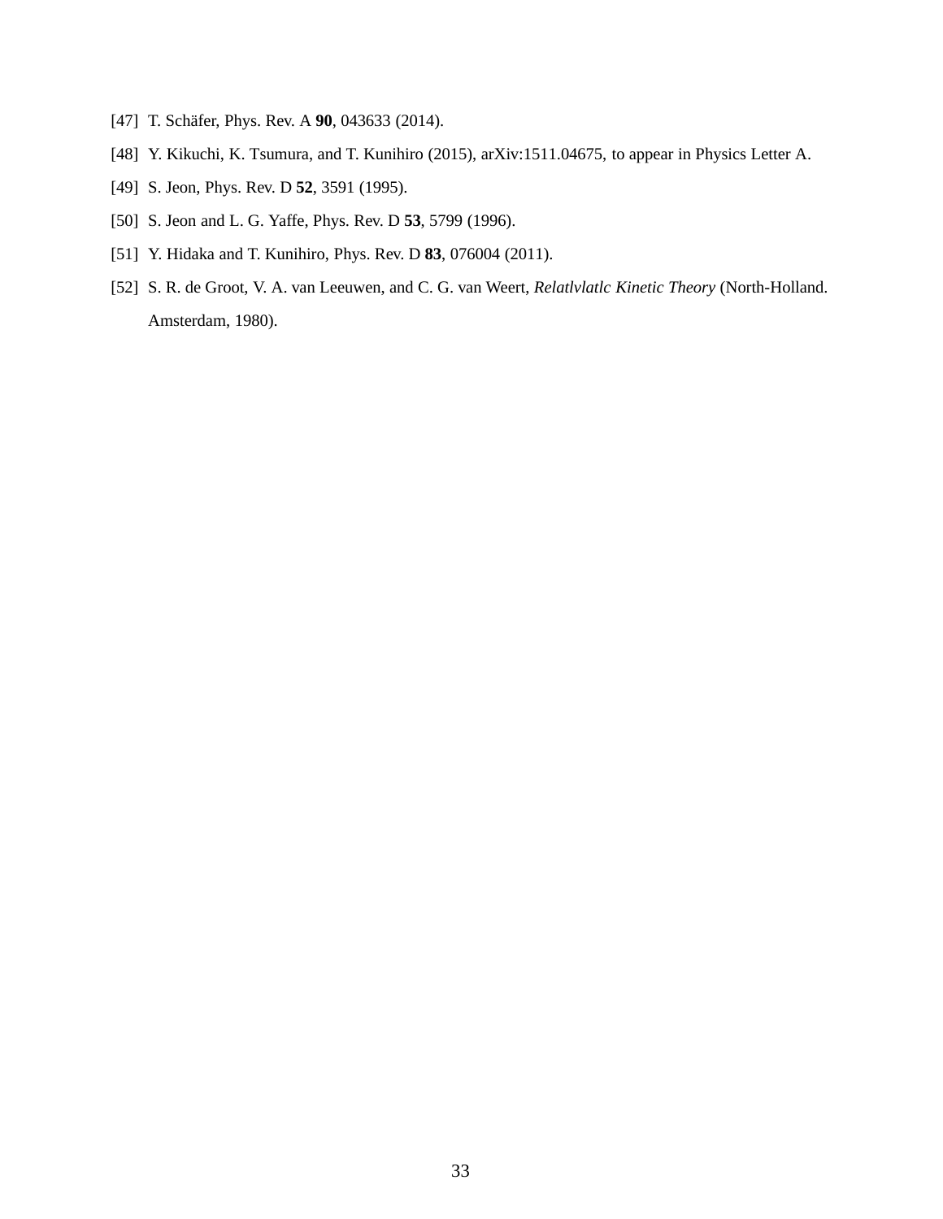[47] T. Schäfer, Phys. Rev. A **90**, 043633 (2014).

[48] Y. Kikuchi, K. Tsumura, and T. Kunihiro (2015), arXiv:1511.04675, to appear in Physics Letter A.

[49] S. Jeon, Phys. Rev. D **52**, 3591 (1995).

[50] S. Jeon and L. G. Yaffe, Phys. Rev. D **53**, 5799 (1996).

[51] Y. Hidaka and T. Kunihiro, Phys. Rev. D **83**, 076004 (2011).

[52] S. R. de Groot, V. A. van Leeuwen, and C. G. van Weert, *Relatlvlatlc Kinetic Theory* (North-Holland. Amsterdam, 1980).